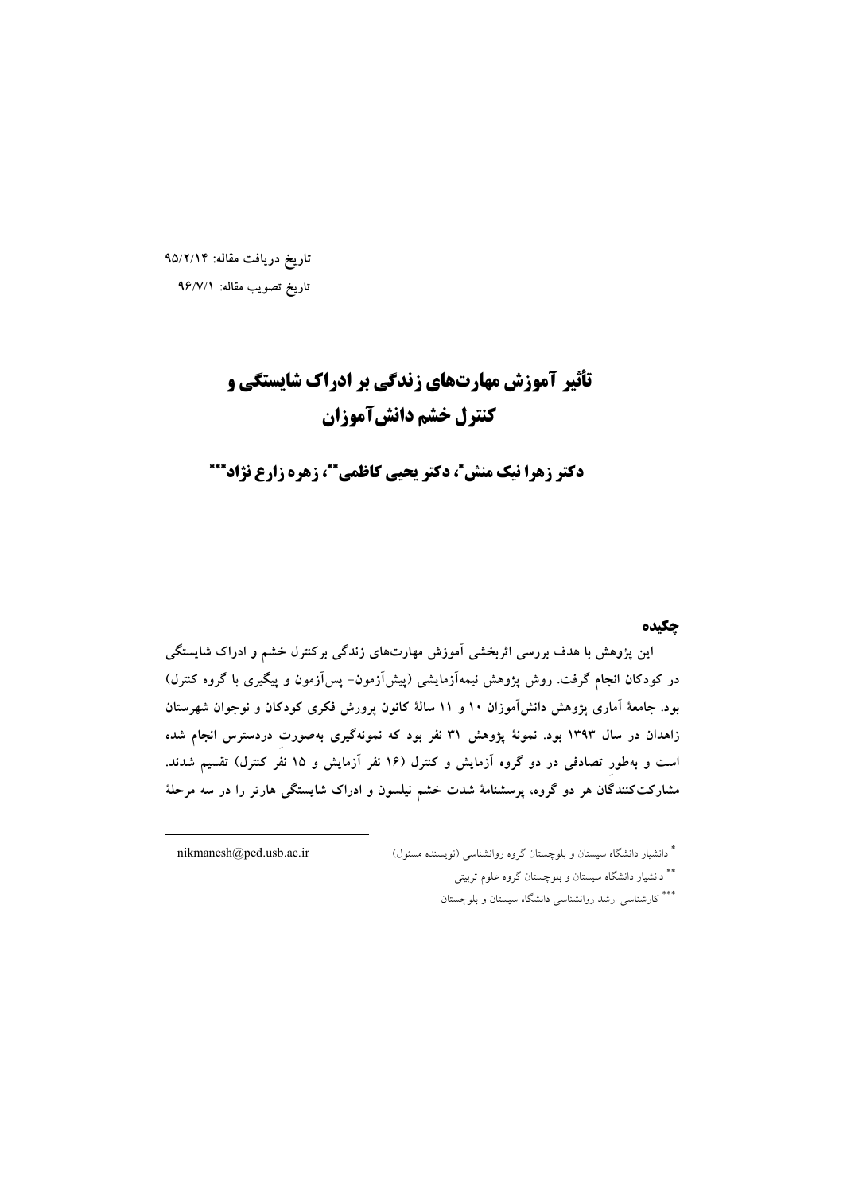تاریخ دریافت مقاله: ۹۵/۲/۱۴

تاریخ تصویب مقاله: ۹۶/۷/۱

# تأثیر آموزش مهارت‌های زندگی بر ادراک شایستگی و کنترل خشم دانش‌آموزان

**دکتر زهرا نیک منش\*، دکتر یحیی کاظمی\*\*، زهره زارع نژاد\*\*\***

## چکیده

این پژوهش با هدف بررسی اثربخشی آموزش مهارت‌های زندگی برکنترل خشم و ادراک شایستگی در کودکان انجام گرفت. روش پژوهش نیمه‌آزمایشی (پیش‌آزمون- پس‌آزمون و پیگیری با گروه کنترل) بود. جامعهٔ آماری پژوهش دانش‌آموزان ۱۰ و ۱۱ سالهٔ کانون پرورش فکری کودکان و نوجوان شهرستان زاهدان در سال ۱۳۹۳ بود. نمونهٔ پژوهش ۳۱ نفر بود که نمونه‌گیری به‌صورت دردسترس انجام شده است و به‌طور تصادفی در دو گروه آزمایش و کنترل (۱۶ نفر آزمایش و ۱۵ نفر کنترل) تقسیم شدند. مشارکت‌کنندگان هر دو گروه، پرسشنامهٔ شدت خشم نیلسون و ادراک شایستگی هارتر را در سه مرحلهٔ

---

\* دانشیار دانشگاه سیستان و بلوچستان گروه روانشناسی (نویسنده مسئول) nikmanesh@ped.usb.ac.ir

\*\* دانشیار دانشگاه سیستان و بلوچستان گروه علوم تربیتی

\*\*\* کارشناسی ارشد روانشناسی دانشگاه سیستان و بلوچستان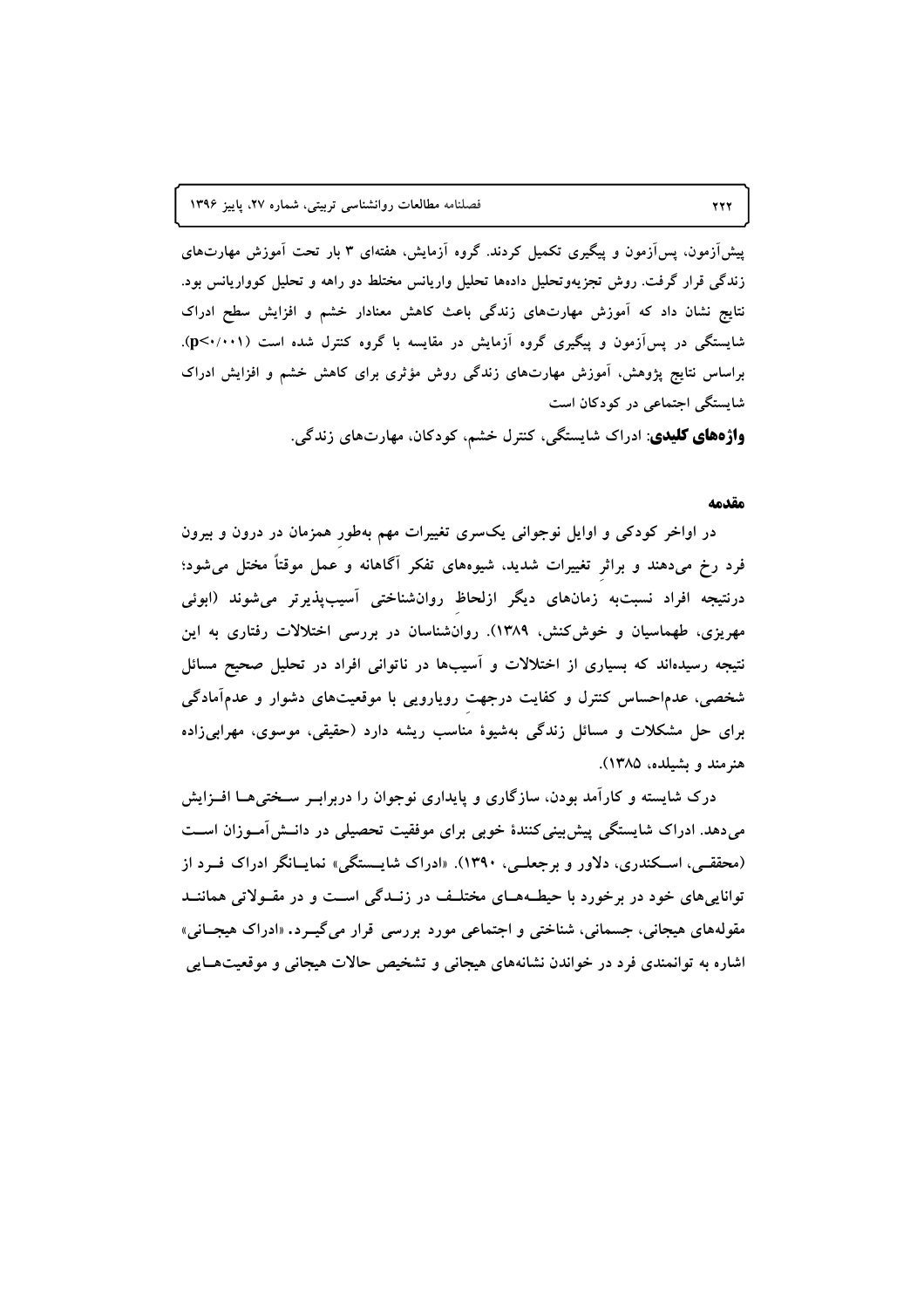پیش‌آزمون، پس‌آزمون و پیگیری تکمیل کردند. گروه آزمایش، هفته‌ای ۳ بار تحت آموزش مهارت‌های زندگی قرار گرفت. روش تجزیه‌وتحلیل داده‌ها تحلیل واریانس مختلط دو راهه و تحلیل کوواریانس بود. نتایج نشان داد که آموزش مهارت‌های زندگی باعث کاهش معنادار خشم و افزایش سطح ادراک شایستگی در پس‌آزمون و پیگیری گروه آزمایش در مقایسه با گروه کنترل شده است ($p<0.001$). براساس نتایج پژوهش، آموزش مهارت‌های زندگی روش مؤثری برای کاهش خشم و افزایش ادراک شایستگی اجتماعی در کودکان است

**واژه‌های کلیدی**: ادراک شایستگی، کنترل خشم، کودکان، مهارت‌های زندگی.

## مقدمه

در اواخر کودکی و اوایل نوجوانی یک‌سری تغییرات مهم به‌طورِ همزمان در درون و بیرون فرد رخ می‌دهند و براثرِ تغییرات شدید، شیوه‌های تفکر آگاهانه و عمل موقتاً مختل می‌شود؛ درنتیجه افراد نسبت‌به زمان‌های دیگر ازلحاظِ روان‌شناختی آسیب‌پذیرتر می‌شوند (ابوئی مهریزی، طهماسیان و خوش‌کنش، ۱۳۸۹). روان‌شناسان در بررسی اختلالات رفتاری به این نتیجه رسیده‌اند که بسیاری از اختلالات و آسیب‌ها در ناتوانی افراد در تحلیل صحیح مسائل شخصی، عدم‌احساس کنترل و کفایت درجهتِ رویارویی با موقعیت‌های دشوار و عدم‌آمادگی برای حل مشکلات و مسائل زندگی به‌شیوهٔ مناسب ریشه دارد (حقیقی، موسوی، مهرابی‌زاده هنرمند و بشیلده، ۱۳۸۵).

درک شایسته و کارآمد بودن، سازگاری و پایداری نوجوان را دربرابر سختی‌ها افزایش می‌دهد. ادراک شایستگی پیش‌بینی‌کنندهٔ خوبی برای موفقیت تحصیلی در دانش‌آموزان است (محققی، اسکندری، دلاور و برجعلی، ۱۳۹۰). «ادراک شایستگی» نمایانگر ادراک فرد از توانایی‌های خود در برخورد با حیطه‌های مختلف در زندگی است و در مقولاتی همانند مقوله‌های هیجانی، جسمانی، شناختی و اجتماعی مورد بررسی قرار می‌گیرد. «ادراک هیجانی» اشاره به توانمندی فرد در خواندن نشانه‌های هیجانی و تشخیص حالات هیجانی و موقعیت‌هایی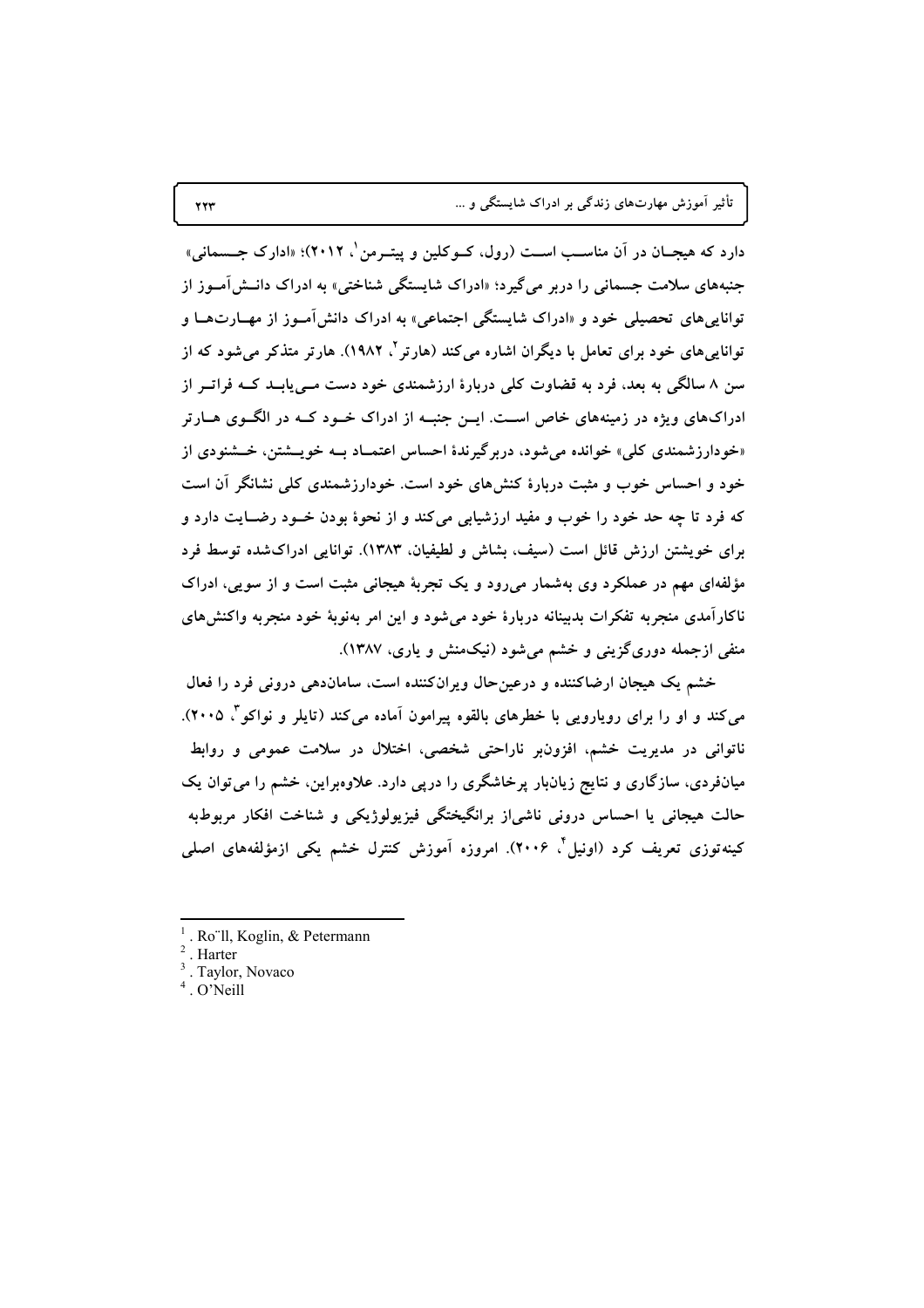دارد که هیجـان در آن مناسـب اسـت (رول، کـوکلین و پیتـرمن[1]، ۲۰۱۲)؛ «ادارک جـسمانی» جنبه‌های سلامت جسمانی را دربر می‌گیرد؛ «ادراک شایستگی شناختی» به ادراک دانـش‌آمـوز از توانایی‌های تحصیلی خود و «ادراک شایستگی اجتماعی» به ادراک دانش‌آمـوز از مهـارت‌هـا و توانایی‌های خود برای تعامل با دیگران اشاره می‌کند (هارتر[2]، ۱۹۸۲). هارتر متذکر می‌شود که از سن ۸ سالگی به بعد، فرد به قضاوت کلی دربارۀ ارزشمندی خود دست مـی‌یابـد کـه فراتـر از ادراک‌های ویژه در زمینه‌های خاص اسـت. ایـن جنبـه از ادراک خـود کـه در الگـوی هـارتر «خودارزشمندی کلی» خوانده می‌شود، دربرگیرندۀ احساس اعتمـاد بـه خویـشتن، خـشنودی از خود و احساس خوب و مثبت دربارۀ کنش‌های خود است. خودارزشمندی کلی نشانگر آن است که فرد تا چه حد خود را خوب و مفید ارزشیابی می‌کند و از نحوۀ بودن خـود رضـایت دارد و برای خویشتن ارزش قائل است (سیف، بشاش و لطیفیان، ۱۳۸۳). توانایی ادراک‌شده توسط فرد مؤلفه‌ای مهم در عملکرد وی به‌شمار می‌رود و یک تجربۀ هیجانی مثبت است و از سویی، ادراک ناکارآمدی منجربه تفکرات بدبینانه دربارۀ خود می‌شود و این امر به‌نوبۀ خود منجربه واکنش‌های منفی ازجمله دوری‌گزینی و خشم می‌شود (نیک‌منش و یاری، ۱۳۸۷).

خشم یک هیجان ارضاکننده و درعین‌حال ویرانکننده است، سازماندهی درونی فرد را فعال می‌کند و او را برای رویارویی با خطرهای بالقوه پیرامون آماده می‌کند (تایلر و نواکو[3]، ۲۰۰۵). ناتوانی در مدیریت خشم، افزون‌بر ناراحتی شخصی، اختلال در سلامت عمومی و روابط میانفردی، سازگاری و نتایج زیانبار پرخاشگری را درپی دارد. علاوه‌براین، خشم را می‌توان یک حالت هیجانی یا احساس درونی ناشی‌از برانگیختگی فیزیولوژیکی و شناخت افکار مربوط‌به کینه‌توزی تعریف کرد (اونیل[4]، ۲۰۰۶). امروزه آموزش کنترل خشم یکی ازمؤلفه‌های اصلی

---

[1]. Ro¨ll, Koglin, & Petermann
[2]. Harter
[3]. Taylor, Novaco
[4]. O'Neill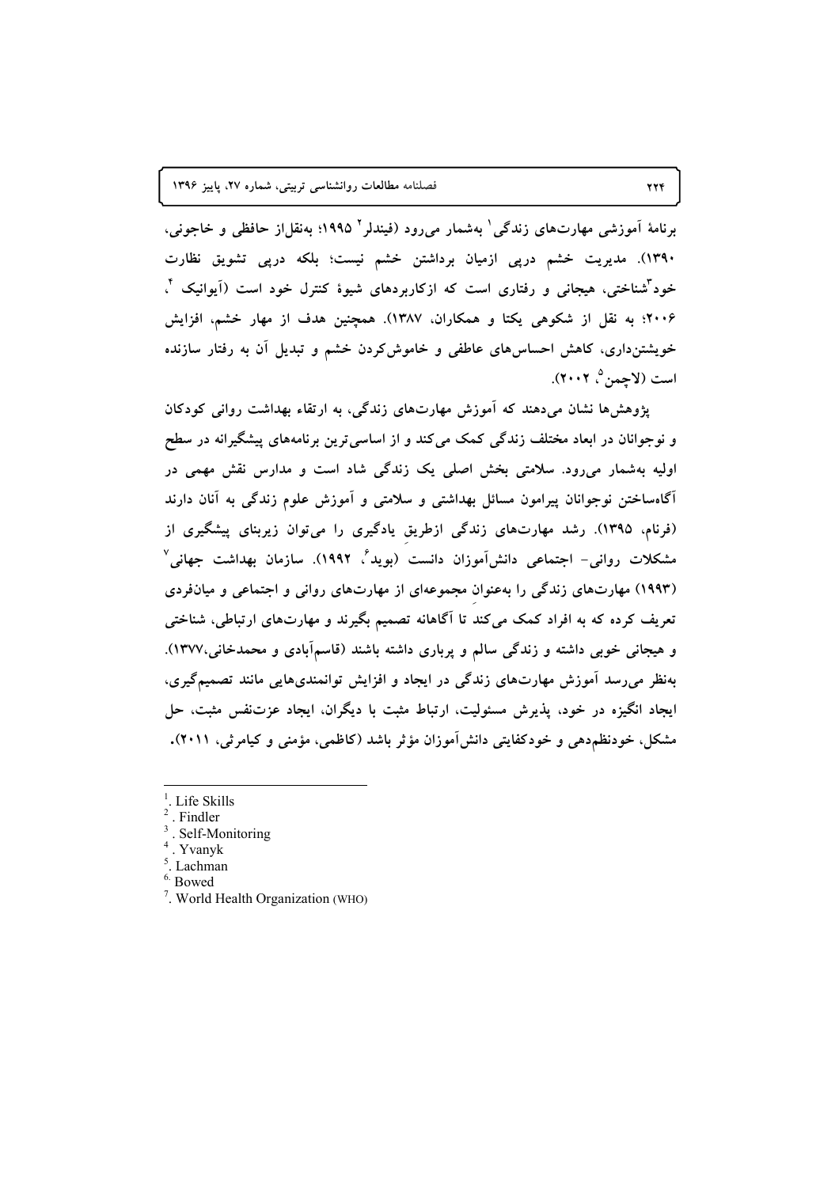برنامهٔ آموزشی مهارت‌های زندگی[1] به‌شمار می‌رود (فیندلر[2] ۱۹۹۵؛ به‌نقل‌از حافظی و خاجونی، ۱۳۹۰). مدیریت خشم درپی ازمیان برداشتن خشم نیست؛ بلکه درپی تشویق نظارت خود[3]شناختی، هیجانی و رفتاری است که ازکاربردهای شیوهٔ کنترل خود است (آیوانیک[4]، ۲۰۰۶؛ به نقل از شکوهی یکتا و همکاران، ۱۳۸۷). همچنین هدف از مهار خشم، افزایش خویشتن‌داری، کاهش احساس‌های عاطفی و خاموش‌کردن خشم و تبدیل آن به رفتار سازنده است (لاچمن[5]، ۲۰۰۲).

پژوهش‌ها نشان می‌دهند که آموزش مهارت‌های زندگی، به ارتقاء بهداشت روانی کودکان و نوجوانان در ابعاد مختلف زندگی کمک می‌کند و از اساسی‌ترین برنامه‌های پیشگیرانه در سطح اولیه به‌شمار می‌رود. سلامتی بخش اصلی یک زندگی شاد است و مدارس نقش مهمی در آگاه‌ساختن نوجوانان پیرامون مسائل بهداشتی و سلامتی و آموزش علوم زندگی به آنان دارند (فرنام، ۱۳۹۵). رشد مهارت‌های زندگی ازطریق یادگیری را می‌توان زیربنای پیشگیری از مشکلات روانی- اجتماعی دانش‌آموزان دانست (بوید[6]، ۱۹۹۲). سازمان بهداشت جهانی[7] (۱۹۹۳) مهارت‌های زندگی را به‌عنوان مجموعه‌ای از مهارت‌های روانی و اجتماعی و میان‌فردی تعریف کرده که به افراد کمک می‌کند تا آگاهانه تصمیم بگیرند و مهارت‌های ارتباطی، شناختی و هیجانی خوبی داشته و زندگی سالم و پرباری داشته باشند (قاسم‌آبادی و محمدخانی،۱۳۷۷). به‌نظر می‌رسد آموزش مهارت‌های زندگی در ایجاد و افزایش توانمندی‌هایی مانند تصمیم‌گیری، ایجاد انگیزه در خود، پذیرش مسئولیت، ارتباط مثبت با دیگران، ایجاد عزت‌نفس مثبت، حل مشکل، خودنظم‌دهی و خودکفایتی دانش‌آموزان مؤثر باشد (کاظمی، مؤمنی و کیامرثی، ۲۰۱۱).

---

1. Life Skills
2. Findler
3. Self-Monitoring
4. Yvanyk
5. Lachman
6. Bowed
7. World Health Organization (WHO)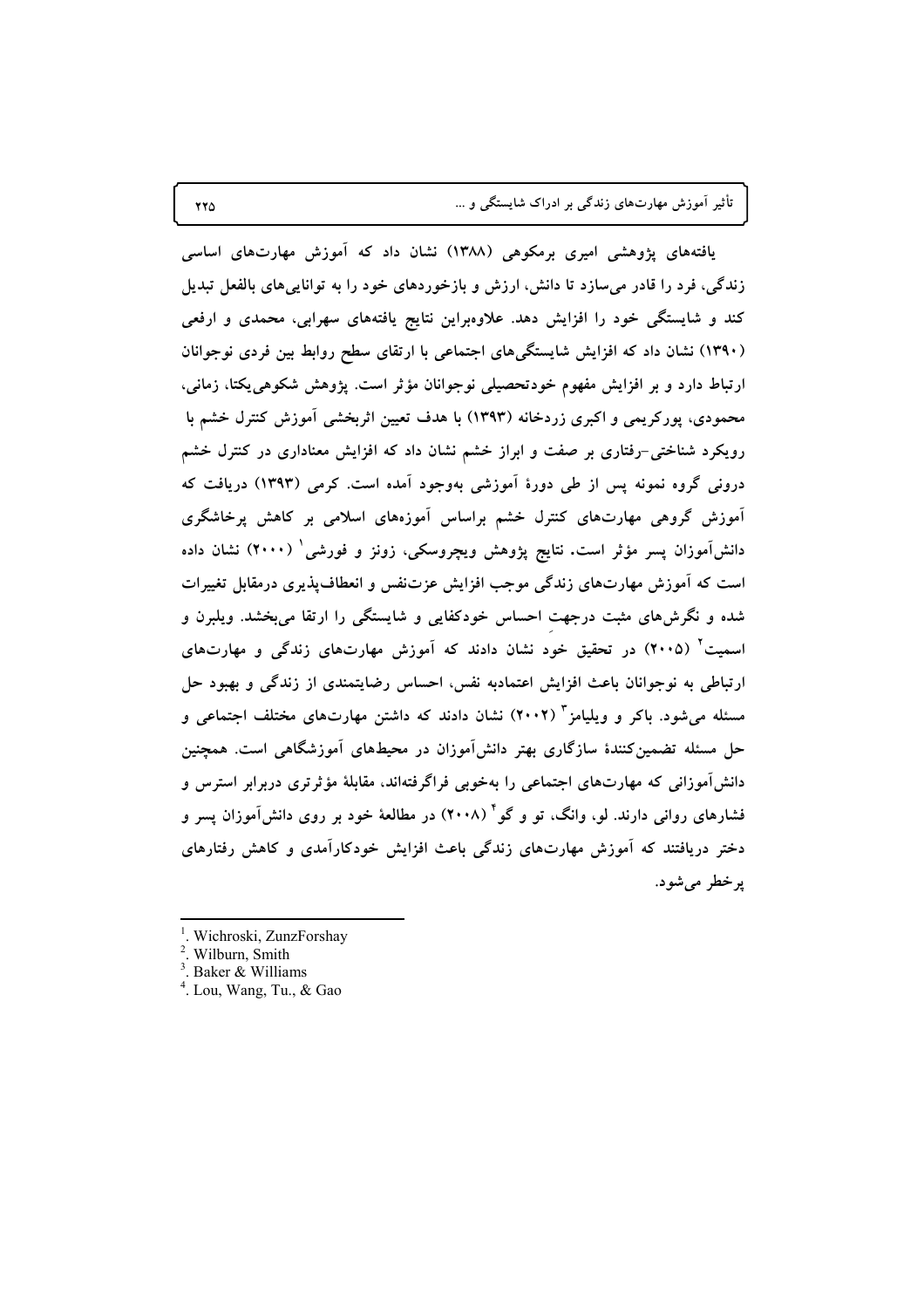یافته‌های پژوهشی امیری برمکوهی (۱۳۸۸) نشان داد که آموزش مهارت‌های اساسی زندگی، فرد را قادر می‌سازد تا دانش، ارزش و بازخوردهای خود را به توانایی‌های بالفعل تبدیل کند و شایستگی خود را افزایش دهد. علاوه‌براین نتایج یافته‌های سهرابی، محمدی و ارفعی (۱۳۹۰) نشان داد که افزایش شایستگی‌های اجتماعی با ارتقای سطح روابط بین فردی نوجوانان ارتباط دارد و بر افزایش مفهوم خودتحصیلی نوجوانان مؤثر است. پژوهش شکوهی‌یکتا، زمانی، محمودی، پورکریمی و اکبری زردخانه (۱۳۹۳) با هدف تعیین اثربخشی آموزش کنترل خشم با رویکرد شناختی-رفتاری بر صفت و ابراز خشم نشان داد که افزایش معناداری در کنترل خشم درونی گروه نمونه پس از طی دورهٔ آموزشی به‌وجود آمده است. کرمی (۱۳۹۳) دریافت که آموزش گروهی مهارت‌های کنترل خشم براساس آموزه‌های اسلامی بر کاهش پرخاشگری دانش‌آموزان پسر مؤثر است. نتایج پژوهش ویچروسکی، زونز و فورشی[1] (۲۰۰۰) نشان داده است که آموزش مهارت‌های زندگی موجب افزایش عزت‌نفس و انعطاف‌پذیری درمقابل تغییرات شده و نگرش‌های مثبت درجهت احساس خودکفایی و شایستگی را ارتقا می‌بخشد. ویلبرن و اسمیت[2] (۲۰۰۵) در تحقیق خود نشان دادند که آموزش مهارت‌های زندگی و مهارت‌های ارتباطی به نوجوانان باعث افزایش اعتمادبه نفس، احساس رضایتمندی از زندگی و بهبود حل مسئله می‌شود. باکر و ویلیامز[3] (۲۰۰۲) نشان دادند که داشتن مهارت‌های مختلف اجتماعی و حل مسئله تضمین‌کنندهٔ سازگاری بهتر دانش‌آموزان در محیط‌های آموزشگاهی است. همچنین دانش‌آموزانی که مهارت‌های اجتماعی را به‌خوبی فراگرفته‌اند، مقابلهٔ مؤثرتری دربرابر استرس و فشارهای روانی دارند. لو، وانگ، تو و گو[4] (۲۰۰۸) در مطالعهٔ خود بر روی دانش‌آموزان پسر و دختر دریافتند که آموزش مهارت‌های زندگی باعث افزایش خودکارآمدی و کاهش رفتارهای پرخطر می‌شود.

---

[1]. Wichroski, ZunzForshay

[2]. Wilburn, Smith

[3]. Baker & Williams

[4]. Lou, Wang, Tu., & Gao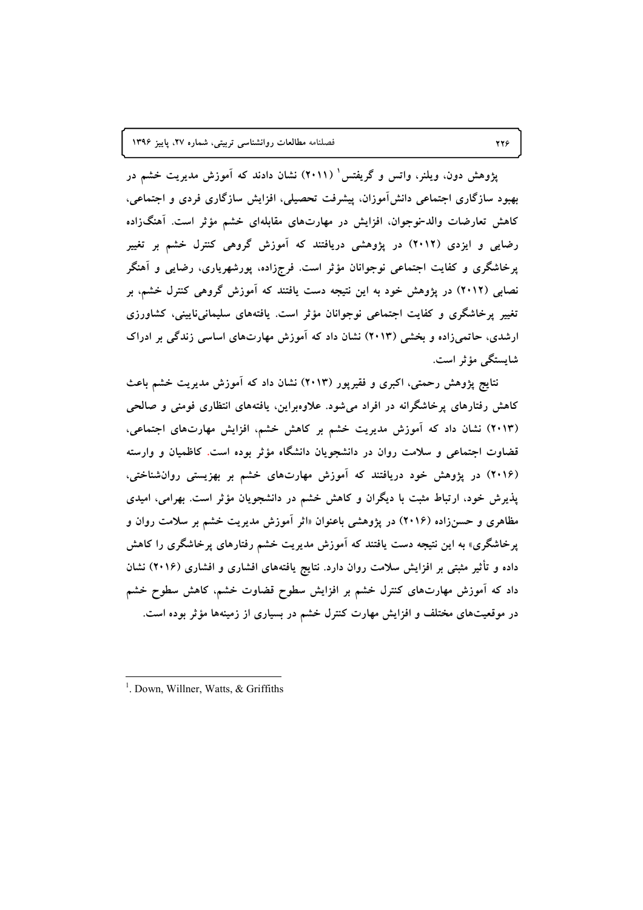پژوهش دون، ویلنر، واتس و گریفتس[1] (۲۰۱۱) نشان دادند که آموزش مدیریت خشم در بهبود سازگاری اجتماعی دانش‌آموزان، پیشرفت تحصیلی، افزایش سازگاری فردی و اجتماعی، کاهش تعارضات والد-نوجوان، افزایش در مهارت‌های مقابله‌ای خشم مؤثر است. آهنگ‌زاده رضایی و ایزدی (۲۰۱۲) در پژوهشی دریافتند که آموزش گروهی کنترل خشم بر تغییر پرخاشگری و کفایت اجتماعی نوجوانان مؤثر است. فرج‌زاده، پورشهریاری، رضایی و آهنگر نصابی (۲۰۱۲) در پژوهش خود به این نتیجه دست یافتند که آموزش گروهی کنترل خشم، بر تغییر پرخاشگری و کفایت اجتماعی نوجوانان مؤثر است. یافته‌های سلیمانی‌نایینی، کشاورزی ارشدی، حاتمی‌زاده و بخشی (۲۰۱۳) نشان داد که آموزش مهارت‌های اساسی زندگی بر ادراک شایستگی مؤثر است.

نتایج پژوهش رحمتی، اکبری و فقیرپور (۲۰۱۳) نشان داد که آموزش مدیریت خشم باعث کاهش رفتارهای پرخاشگرانه در افراد می‌شود. علاوه‌براین، یافته‌های انتظاری فومنی و صالحی (۲۰۱۳) نشان داد که آموزش مدیریت خشم بر کاهش خشم، افزایش مهارت‌های اجتماعی، قضاوت اجتماعی و سلامت روان در دانشجویان دانشگاه مؤثر بوده است. کاظمیان و وارسته (۲۰۱۶) در پژوهش خود دریافتند که آموزش مهارت‌های خشم بر بهزیستی روان‌شناختی، پذیرش خود، ارتباط مثبت با دیگران و کاهش خشم در دانشجویان مؤثر است. بهرامی، امیدی مظاهری و حسن‌زاده (۲۰۱۶) در پژوهشی باعنوان «اثر آموزش مدیریت خشم بر سلامت روان و پرخاشگری» به این نتیجه دست یافتند که آموزش مدیریت خشم رفتارهای پرخاشگری را کاهش داده و تأثیر مثبتی بر افزایش سلامت روان دارد. نتایج یافته‌های افشاری و افشاری (۲۰۱۶) نشان داد که آموزش مهارت‌های کنترل خشم بر افزایش سطوح قضاوت خشم، کاهش سطوح خشم در موقعیت‌های مختلف و افزایش مهارت کنترل خشم در بسیاری از زمینه‌ها مؤثر بوده است.

---

[1]. Down, Willner, Watts, & Griffiths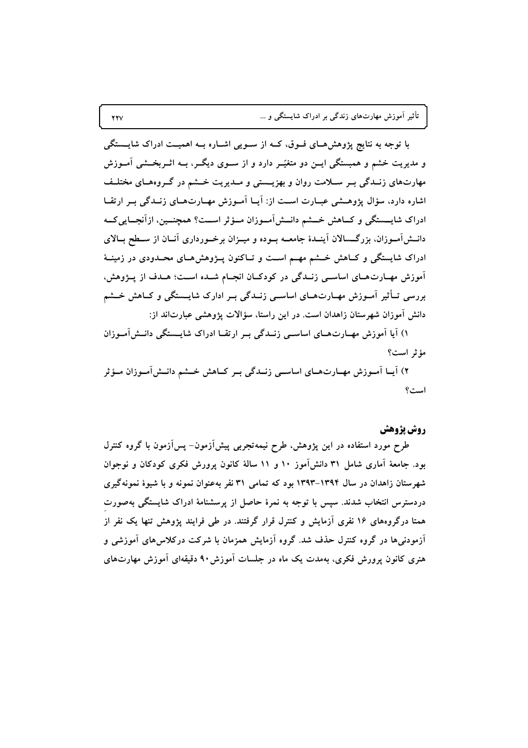با توجه به نتایج پژوهش‌های فوق، که از سویی اشاره به اهمیت ادراک شایستگی و مدیریت خشم و همبستگی این دو متغیّر دارد و از سوی دیگر، به اثربخشی آموزش مهارت‌های زندگی بر سلامت روان و بهزیستی و مدیریت خشم در گروه‌های مختلف اشاره دارد، سؤال پژوهشی عبارت است از: آیا آموزش مهارت‌های زندگی بر ارتقا ادراک شایستگی و کاهش خشم دانش‌آموزان مؤثر است؟ همچنین، ازآنجایی‌که دانش‌آموزان، بزرگسالان آیندهٔ جامعه بوده و میزان برخورداری آنان از سطح بالای ادراک شایستگی و کاهش خشم مهم است و تاکنون پژوهش‌های محدودی در زمینهٔ آموزش مهارت‌های اساسی زندگی در کودکان انجام شده است؛ هدف از پژوهش، بررسی تأثیر آموزش مهارت‌های اساسی زندگی بر ادارک شایستگی و کاهش خشم دانش آموزان شهرستان زاهدان است. در این راستا، سؤالات پژوهشی عبارت‌اند از:

۱) آیا آموزش مهارت‌های اساسی زندگی بر ارتقا ادراک شایستگی دانش‌آموزان مؤثر است؟

۲) آیا آموزش مهارت‌های اساسی زندگی بر کاهش خشم دانش‌آموزان مؤثر است؟

## روش پژوهش

طرح مورد استفاده در این پژوهش، طرح نیمه‌تجربی پیش‌آزمون- پس‌آزمون با گروه کنترل بود. جامعهٔ آماری شامل ۳۱ دانش‌آموز ۱۰ و ۱۱ سالهٔ کانون پرورش فکری کودکان و نوجوان شهرستان زاهدان در سال ۱۳۹۴-۱۳۹۳ بود که تمامی ۳۱ نفر به‌عنوان نمونه و با شیوهٔ نمونه‌گیری دردسترس انتخاب شدند. سپس با توجه به نمرهٔ حاصل از پرسشنامهٔ ادراک شایستگی به‌صورت همتا درگروه‌های ۱۶ نفری آزمایش و کنترل قرار گرفتند. در طی فرایند پژوهش تنها یک نفر از آزمودنی‌ها در گروه کنترل حذف شد. گروه آزمایش همزمان با شرکت درکلاس‌های آموزشی و هنری کانون پرورش فکری، به‌مدت یک ماه در جلسات آموزش ۹۰ دقیقه‌ای آموزش مهارت‌های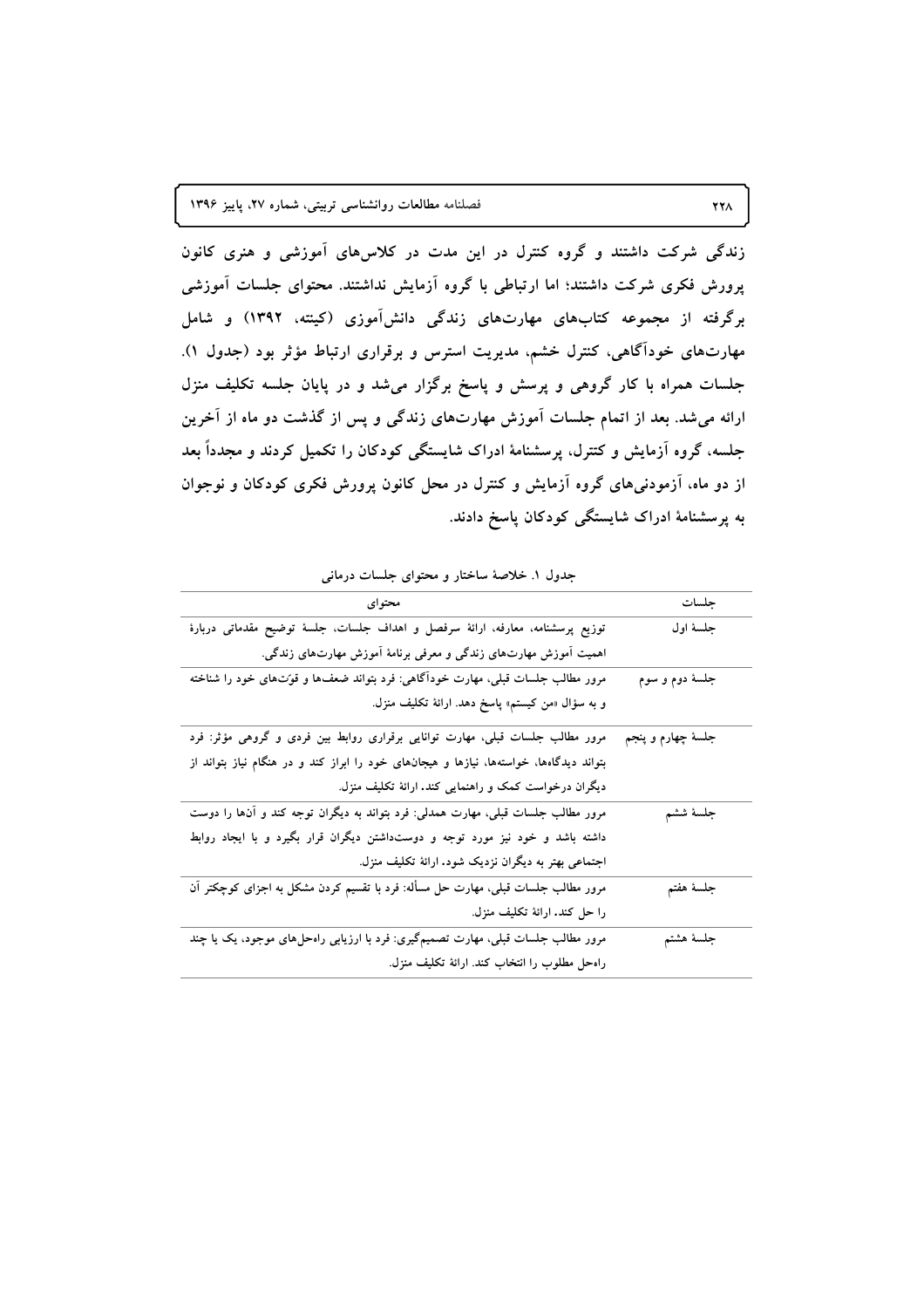زندگی شرکت داشتند و گروه کنترل در این مدت در کلاس‌های آموزشی و هنری کانون پرورش فکری شرکت داشتند؛ اما ارتباطی با گروه آزمایش نداشتند. محتوای جلسات آموزشی برگرفته از مجموعه کتاب‌های مهارت‌های زندگی دانش‌آموزی (کینته، ۱۳۹۲) و شامل مهارت‌های خودآگاهی، کنترل خشم، مدیریت استرس و برقراری ارتباط مؤثر بود (جدول ۱). جلسات همراه با کار گروهی و پرسش و پاسخ برگزار می‌شد و در پایان جلسه تکلیف منزل ارائه می‌شد. بعد از اتمام جلسات آموزش مهارت‌های زندگی و پس از گذشت دو ماه از آخرین جلسه، گروه آزمایش و کنترل، پرسشنامهٔ ادراک شایستگی کودکان را تکمیل کردند و مجدداً بعد از دو ماه، آزمودنی‌های گروه آزمایش و کنترل در محل کانون پرورش فکری کودکان و نوجوان به پرسشنامهٔ ادراک شایستگی کودکان پاسخ دادند.

جدول ۱. خلاصهٔ ساختار و محتوای جلسات درمانی

| جلسات | محتوای |
| --- | --- |
| جلسهٔ اول | توزیع پرسشنامه، معارفه، ارائهٔ سرفصل و اهداف جلسات، جلسهٔ توضیح مقدماتی دربارهٔ اهمیت آموزش مهارت‌های زندگی و معرفی برنامهٔ آموزش مهارت‌های زندگی. |
| جلسهٔ دوم و سوم | مرور مطالب جلسات قبلی، مهارت خودآگاهی: فرد بتواند ضعف‌ها و قوّت‌های خود را شناخته و به سؤال «من کیستم» پاسخ دهد. ارائهٔ تکلیف منزل. |
| جلسهٔ چهارم و پنجم | مرور مطالب جلسات قبلی، مهارت توانایی برقراری روابط بین فردی و گروهی مؤثر: فرد بتواند دیدگاه‌ها، خواسته‌ها، نیازها و هیجان‌های خود را ابراز کند و در هنگام نیاز بتواند از دیگران درخواست کمک و راهنمایی کند. ارائهٔ تکلیف منزل. |
| جلسهٔ ششم | مرور مطالب جلسات قبلی، مهارت همدلی: فرد بتواند به دیگران توجه کند و آن‌ها را دوست داشته باشد و خود نیز مورد توجه و دوست‌داشتن دیگران قرار بگیرد و با ایجاد روابط اجتماعی بهتر به دیگران نزدیک شود. ارائهٔ تکلیف منزل. |
| جلسهٔ هفتم | مرور مطالب جلسات قبلی، مهارت حل مسأله: فرد با تقسیم کردن مشکل به اجزای کوچکتر آن را حل کند. ارائهٔ تکلیف منزل. |
| جلسهٔ هشتم | مرور مطالب جلسات قبلی، مهارت تصمیم‌گیری: فرد با ارزیابی راه‌حل‌های موجود، یک یا چند راه‌حل مطلوب را انتخاب کند. ارائهٔ تکلیف منزل. |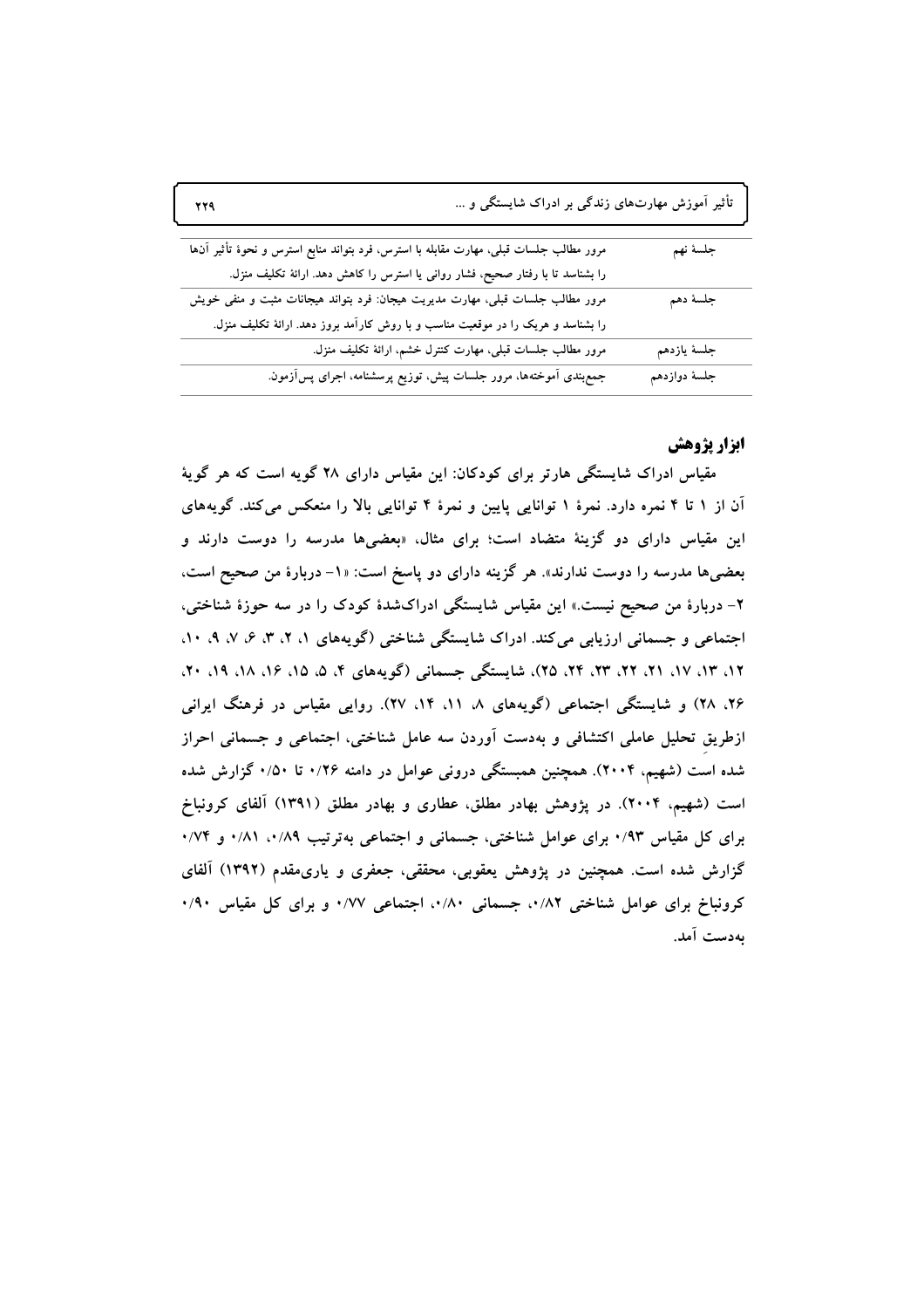| جلسهٔ نهم | مرور مطالب جلسات قبلی، مهارت مقابله با استرس، فرد بتواند منابع استرس و نحوهٔ تأثیر آن‌ها را بشناسد تا با رفتار صحیح، فشار روانی یا استرس را کاهش دهد. ارائهٔ تکلیف منزل. |
|---|---|
| جلسهٔ دهم | مرور مطالب جلسات قبلی، مهارت مدیریت هیجان: فرد بتواند هیجانات مثبت و منفی خویش را بشناسد و هریک را در موقعیت مناسب و با روش کارآمد بروز دهد. ارائهٔ تکلیف منزل. |
| جلسهٔ یازدهم | مرور مطالب جلسات قبلی، مهارت کنترل خشم، ارائهٔ تکلیف منزل. |
| جلسهٔ دوازدهم | جمع‌بندی آموخته‌ها، مرور جلسات پیش، توزیع پرسشنامه، اجرای پس‌آزمون. |

## ابزار پژوهش

مقیاس ادراک شایستگی هارتر برای کودکان: این مقیاس دارای ۲۸ گویه است که هر گویهٔ آن از ۱ تا ۴ نمره دارد. نمرهٔ ۱ توانایی پایین و نمرهٔ ۴ توانایی بالا را منعکس می‌کند. گویه‌های این مقیاس دارای دو گزینهٔ متضاد است؛ برای مثال، «بعضی‌ها مدرسه را دوست دارند و بعضی‌ها مدرسه را دوست ندارند». هر گزینه دارای دو پاسخ است: «۱- دربارهٔ من صحیح است، ۲- دربارهٔ من صحیح نیست.» این مقیاس شایستگی ادراک‌شدهٔ کودک را در سه حوزهٔ شناختی، اجتماعی و جسمانی ارزیابی می‌کند. ادراک شایستگی شناختی (گویه‌های ۱، ۲، ۳، ۶، ۷، ۹، ۱۰، ۱۲، ۱۳، ۱۷، ۲۱، ۲۲، ۲۳، ۲۴، ۲۵)، شایستگی جسمانی (گویه‌های ۴، ۵، ۱۵، ۱۶، ۱۸، ۱۹، ۲۰، ۲۶، ۲۸) و شایستگی اجتماعی (گویه‌های ۸، ۱۱، ۱۴، ۲۷). روایی مقیاس در فرهنگ ایرانی ازطریقِ تحلیل عاملی اکتشافی و به‌دست آوردن سه عامل شناختی، اجتماعی و جسمانی احراز شده است (شهیم، ۲۰۰۴). همچنین همبستگی درونی عوامل در دامنه ۰/۲۶ تا ۰/۵۰ گزارش شده است (شهیم، ۲۰۰۴). در پژوهش بهادر مطلق، عطاری و بهادر مطلق (۱۳۹۱) آلفای کرونباخ برای کل مقیاس ۰/۹۳ برای عوامل شناختی، جسمانی و اجتماعی به‌ترتیب ۰/۸۹، ۰/۸۱ و ۰/۷۴ گزارش شده است. همچنین در پژوهش یعقوبی، محققی، جعفری و یاری‌مقدم (۱۳۹۲) آلفای کرونباخ برای عوامل شناختی ۰/۸۲، جسمانی ۰/۸۰، اجتماعی ۰/۷۷ و برای کل مقیاس ۰/۹۰ به‌دست آمد.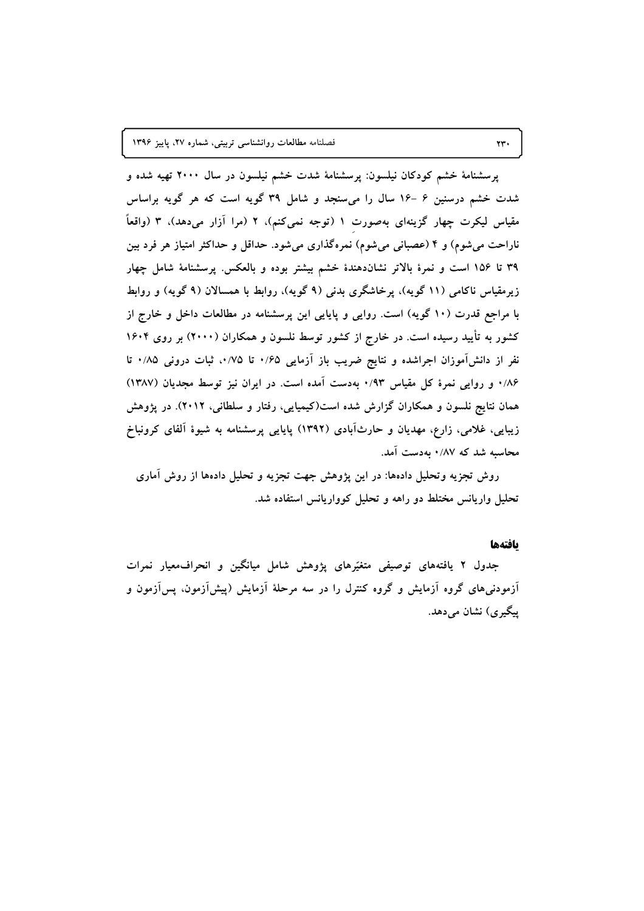پرسشنامهٔ خشم کودکان نیلسون: پرسشنامهٔ شدت خشم نیلسون در سال ۲۰۰۰ تهیه شده و شدت خشم درسنین ۶ -۱۶ سال را می‌سنجد و شامل ۳۹ گویه است که هر گویه براساس مقیاس لیکرت چهار گزینه‌ای به‌صورت ۱ (توجه نمی‌کنم)، ۲ (مرا آزار می‌دهد)، ۳ (واقعاً ناراحت می‌شوم) و ۴ (عصبانی می‌شوم) نمره‌گذاری می‌شود. حداقل و حداکثر امتیاز هر فرد بین ۳۹ تا ۱۵۶ است و نمرهٔ بالاتر نشان‌دهندهٔ خشم بیشتر بوده و بالعکس. پرسشنامهٔ شامل چهار زیرمقیاس ناکامی (۱۱ گویه)، پرخاشگری بدنی (۹ گویه)، روابط با همسالان (۹ گویه) و روابط با مراجع قدرت (۱۰ گویه) است. روایی و پایایی این پرسشنامه در مطالعات داخل و خارج از کشور به تأیید رسیده است. در خارج از کشور توسط نلسون و همکاران (۲۰۰۰) بر روی ۱۶۰۴ نفر از دانش‌آموزان اجراشده و نتایج ضریب باز آزمایی ۰/۶۵ تا ۰/۷۵، ثبات درونی ۰/۸۵ تا ۰/۸۶ و روایی نمرهٔ کل مقیاس ۰/۹۳ به‌دست آمده است. در ایران نیز توسط مجدیان (۱۳۸۷) همان نتایج نلسون و همکاران گزارش شده است(کیمیایی، رفتار و سلطانی، ۲۰۱۲). در پژوهش زیبایی، غلامی، زارع، مهدیان و حارث‌آبادی (۱۳۹۲) پایایی پرسشنامه به شیوهٔ آلفای کرونباخ محاسبه شد که ۰/۸۷ به‌دست آمد.

روش تجزیه وتحلیل داده‌ها: در این پژوهش جهت تجزیه و تحلیل داده‌ها از روش آماری تحلیل واریانس مختلط دو راهه و تحلیل کوواریانس استفاده شد.

## یافته‌ها

جدول ۲ یافته‌های توصیفی متغیّرهای پژوهش شامل میانگین و انحراف‌معیار نمرات آزمودنی‌های گروه آزمایش و گروه کنترل را در سه مرحلهٔ آزمایش (پیش‌آزمون، پس‌آزمون و پیگیری) نشان می‌دهد.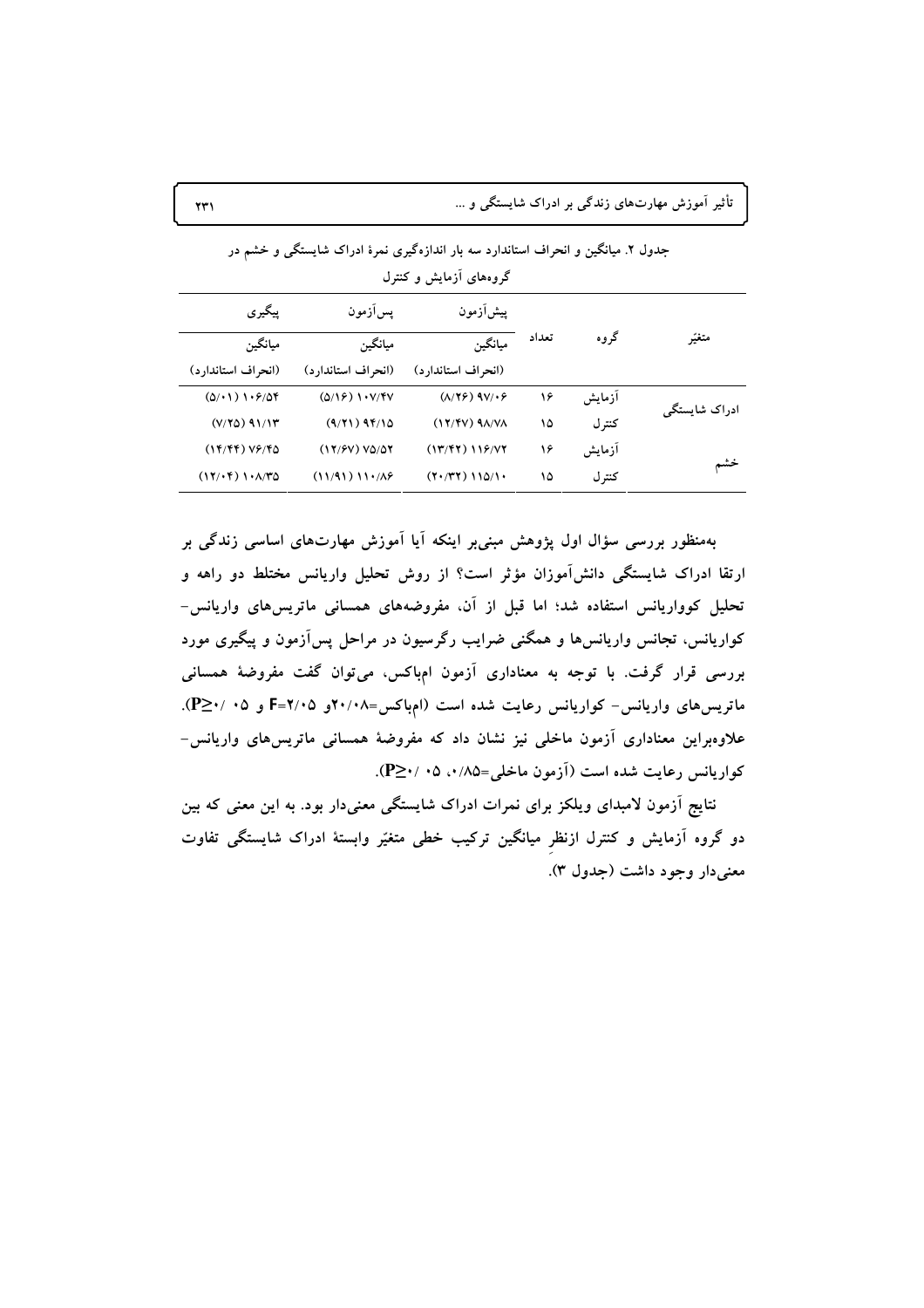جدول ۲. میانگین و انحراف استاندارد سه بار اندازه‌گیری نمرهٔ ادراک شایستگی و خشم در گروه‌های آزمایش و کنترل

| متغیّر | گروه | تعداد | پیش‌آزمون میانگین (انحراف استاندارد) | پس‌آزمون میانگین (انحراف استاندارد) | پیگیری میانگین (انحراف استاندارد) |
|---|---|---|---|---|---|
| ادراک شایستگی | آزمایش | ۱۶ | ۹۷/۰۶ (۸/۲۶) | ۱۰۷/۴۷ (۵/۱۶) | ۱۰۶/۵۴ (۵/۰۱) |
| | کنترل | ۱۵ | ۹۸/۷۸ (۱۲/۴۷) | ۹۴/۱۵ (۹/۲۱) | ۹۱/۱۳ (۷/۲۵) |
| خشم | آزمایش | ۱۶ | ۱۱۶/۷۲ (۱۳/۴۲) | ۷۵/۵۲ (۱۲/۶۷) | ۷۶/۴۵ (۱۴/۴۴) |
| | کنترل | ۱۵ | ۱۱۵/۱۰ (۲۰/۳۲) | ۱۱۰/۸۶ (۱۱/۹۱) | ۱۰۸/۳۵ (۱۲/۰۴) |

به‌منظور بررسی سؤال اول پژوهش مبنی‌بر اینکه آیا آموزش مهارت‌های اساسی زندگی بر ارتقا ادراک شایستگی دانش‌آموزان مؤثر است؟ از روش تحلیل واریانس مختلط دو راهه و تحلیل کوواریانس استفاده شد؛ اما قبل از آن، مفروضه‌های همسانی ماتریس‌های واریانس-کوواریانس، تجانس واریانس‌ها و همگنی ضرایب رگرسیون در مراحل پس‌آزمون و پیگیری مورد بررسی قرار گرفت. با توجه به معناداری آزمون ام‌باکس، می‌توان گفت مفروضهٔ همسانی ماتریس‌های واریانس- کوواریانس رعایت شده است (ام‌باکس=۲۰/۰۸و F=۲/۰۵ و $P \geq ۰/۰۵$). علاوه‌براین معناداری آزمون ماخلی نیز نشان داد که مفروضهٔ همسانی ماتریس‌های واریانس-کوواریانس رعایت شده است (آزمون ماخلی=۰/۸۵، $P \geq ۰/۰۵$).

نتایج آزمون لامبدای ویلکز برای نمرات ادراک شایستگی معنی‌دار بود. به این معنی که بین دو گروه آزمایش و کنترل ازنظرِ میانگین ترکیب خطی متغیّر وابستهٔ ادراک شایستگی تفاوت معنی‌دار وجود داشت (جدول ۳).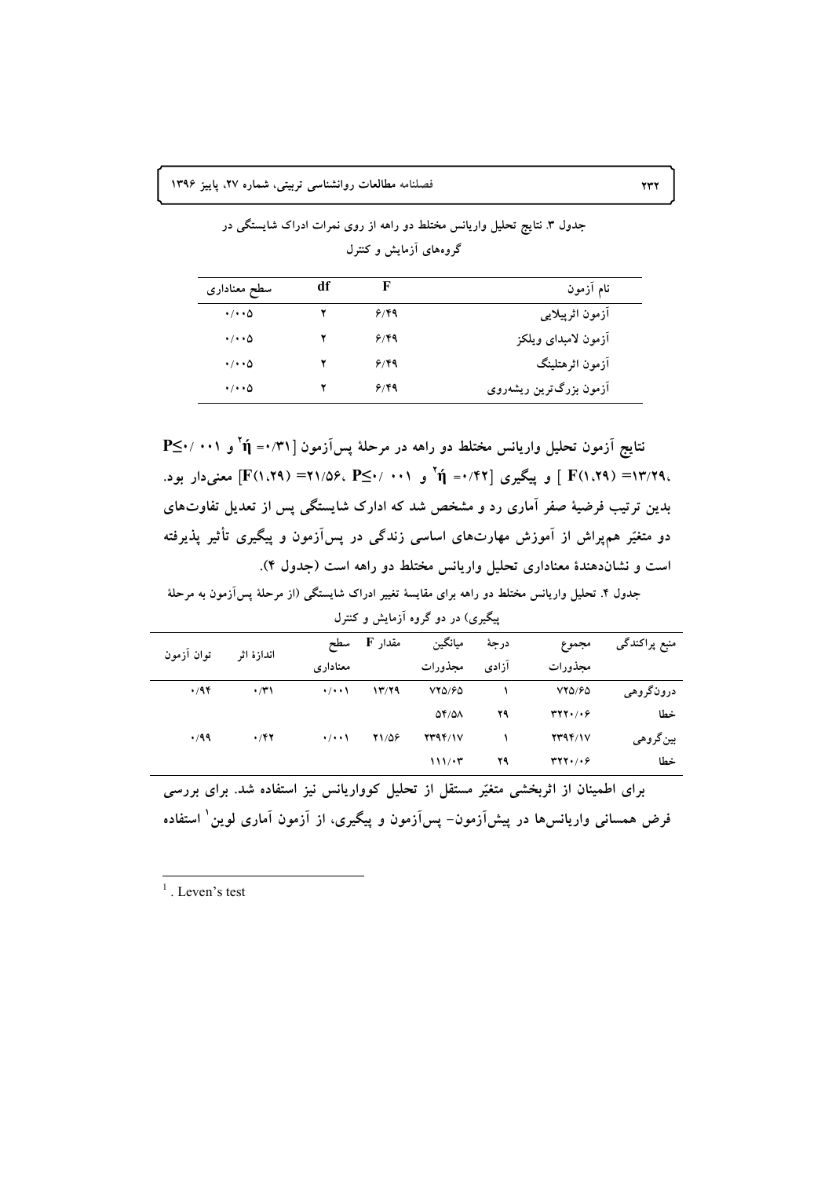جدول ۳. نتایج تحلیل واریانس مختلط دو راهه از روی نمرات ادراک شایستگی در گروه‌های آزمایش و کنترل

| نام آزمون | F | df | سطح معناداری |
|---|---|---|---|
| آزمون اثرپیلایی | ۶/۴۹ | ۲ | ۰/۰۰۵ |
| آزمون لامبدای ویلکز | ۶/۴۹ | ۲ | ۰/۰۰۵ |
| آزمون اثرهتلینگ | ۶/۴۹ | ۲ | ۰/۰۰۵ |
| آزمون بزرگ‌ترین ریشه‌روی | ۶/۴۹ | ۲ | ۰/۰۰۵ |

**نتایج آزمون تحلیل واریانس مختلط دو راهه در مرحلهٔ پس‌آزمون [۰/۳۱= $\eta^2$ و ۰۰۱ /۰≥P، ۱۳/۲۹= F(۱،۲۹) ] و پیگیری [۰/۴۲= $\eta^2$ و ۰۰۱ /۰≥P، ۲۱/۵۶= F(۱،۲۹)] معنی‌دار بود. بدین ترتیب فرضیهٔ صفر آماری رد و مشخص شد که ادارک شایستگی پس از تعدیل تفاوت‌های دو متغیّر هم‌پراش از آموزش مهارت‌های اساسی زندگی در پس‌آزمون و پیگیری تأثیر پذیرفته است و نشان‌دهندهٔ معناداری تحلیل واریانس مختلط دو راهه است (جدول ۴).**

جدول ۴. تحلیل واریانس مختلط دو راهه برای مقایسهٔ تغییر ادراک شایستگی (از مرحلهٔ پس‌آزمون به مرحلهٔ پیگیری) در دو گروه آزمایش و کنترل

| منبع پراکندگی | مجموع مجذورات | درجهٔ آزادی | میانگین مجذورات | مقدار F | سطح معناداری | اندازهٔ اثر | توان آزمون |
|---|---|---|---|---|---|---|---|
| درون‌گروهی | ۷۲۵/۶۵ | ۱ | ۷۲۵/۶۵ | ۱۳/۲۹ | ۰/۰۰۱ | ۰/۳۱ | ۰/۹۴ |
| خطا | ۳۲۲۰/۰۶ | ۲۹ | ۵۴/۵۸ | | | | |
| بین‌گروهی | ۲۳۹۴/۱۷ | ۱ | ۲۳۹۴/۱۷ | ۲۱/۵۶ | ۰/۰۰۱ | ۰/۴۲ | ۰/۹۹ |
| خطا | ۳۲۲۰/۰۶ | ۲۹ | ۱۱۱/۰۳ | | | | |

**برای اطمینان از اثربخشی متغیّر مستقل از تحلیل کوواریانس نیز استفاده شد. برای بررسی فرض همسانی واریانس‌ها در پیش‌آزمون- پس‌آزمون و پیگیری، از آزمون آماری لوین[1] استفاده**

---

[1]. Leven's test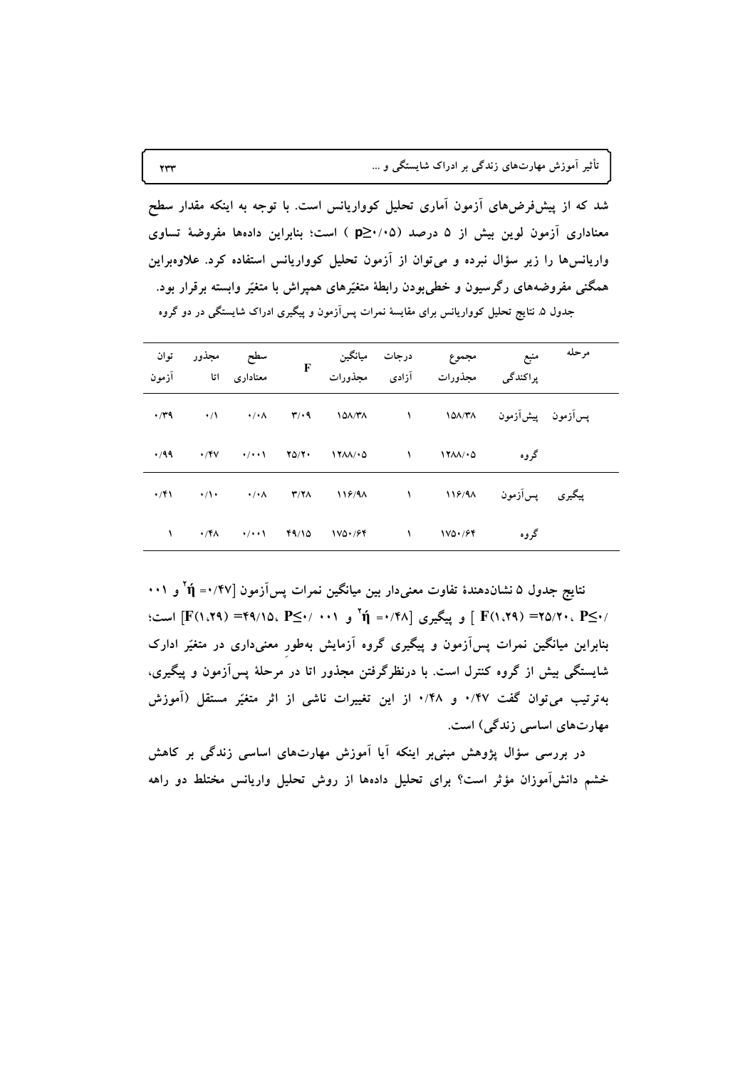شد که از پیش‌فرض‌های آزمون آماری تحلیل کوواریانس است. با توجه به اینکه مقدار سطح معناداری آزمون لوین بیش از ۵ درصد ($p\geq$۰/۰۵) است؛ بنابراین داده‌ها مفروضهٔ تساوی واریانس‌ها را زیر سؤال نبرده و می‌توان از آزمون تحلیل کوواریانس استفاده کرد. علاوه‌براین همگنی مفروضه‌های رگرسیون و خطی‌بودن رابطهٔ متغیّرهای همپراش با متغیّر وابسته برقرار بود.

جدول ۵. نتایج تحلیل کوواریانس برای مقایسهٔ نمرات پس‌آزمون و پیگیری ادراک شایستگی در دو گروه

| مرحله | منبع پراکندگی | مجموع مجذورات | درجات آزادی | میانگین مجذورات | F | سطح معناداری | مجذور اتا | توان آزمون |
|---|---|---|---|---|---|---|---|---|
| پس‌آزمون | پیش‌آزمون | ۱۵۸/۳۸ | ۱ | ۱۵۸/۳۸ | ۳/۰۹ | ۰/۰۸ | ۰/۱ | ۰/۳۹ |
| | گروه | ۱۲۸۸/۰۵ | ۱ | ۱۲۸۸/۰۵ | ۲۵/۲۰ | ۰/۰۰۱ | ۰/۴۷ | ۰/۹۹ |
| پیگیری | پس‌آزمون | ۱۱۶/۹۸ | ۱ | ۱۱۶/۹۸ | ۳/۲۸ | ۰/۰۸ | ۰/۱۰ | ۰/۴۱ |
| | گروه | ۱۷۵۰/۶۴ | ۱ | ۱۷۵۰/۶۴ | ۴۹/۱۵ | ۰/۰۰۱ | ۰/۴۸ | ۱ |

نتایج جدول ۵ نشان‌دهندهٔ تفاوت معنی‌دار بین میانگین نمرات پس‌آزمون [$\acute{\eta}^2$=۰/۴۷ و ۰۰۱/۰$\geq$$P$، $F(1,29)$=۲۵/۲۰ ] و پیگیری [$\acute{\eta}^2$=۰/۴۸ و ۰۰۱/ ۰$\geq$$P$، $F(1,29)$=۴۹/۱۵] است؛ بنابراین میانگین نمرات پس‌آزمون و پیگیری گروه آزمایش به‌طورِ معنی‌داری در متغیّر ادراک شایستگی بیش از گروه کنترل است. با درنظرگرفتن مجذور اتا در مرحلهٔ پس‌آزمون و پیگیری، به‌ترتیب می‌توان گفت ۰/۴۷ و ۰/۴۸ از این تغییرات ناشی از اثر متغیّر مستقل (آموزش مهارت‌های اساسی زندگی) است.

در بررسی سؤال پژوهش مبنی‌بر اینکه آیا آموزش مهارت‌های اساسی زندگی بر کاهش خشم دانش‌آموزان مؤثر است؟ برای تحلیل داده‌ها از روش تحلیل واریانس مختلط دو راهه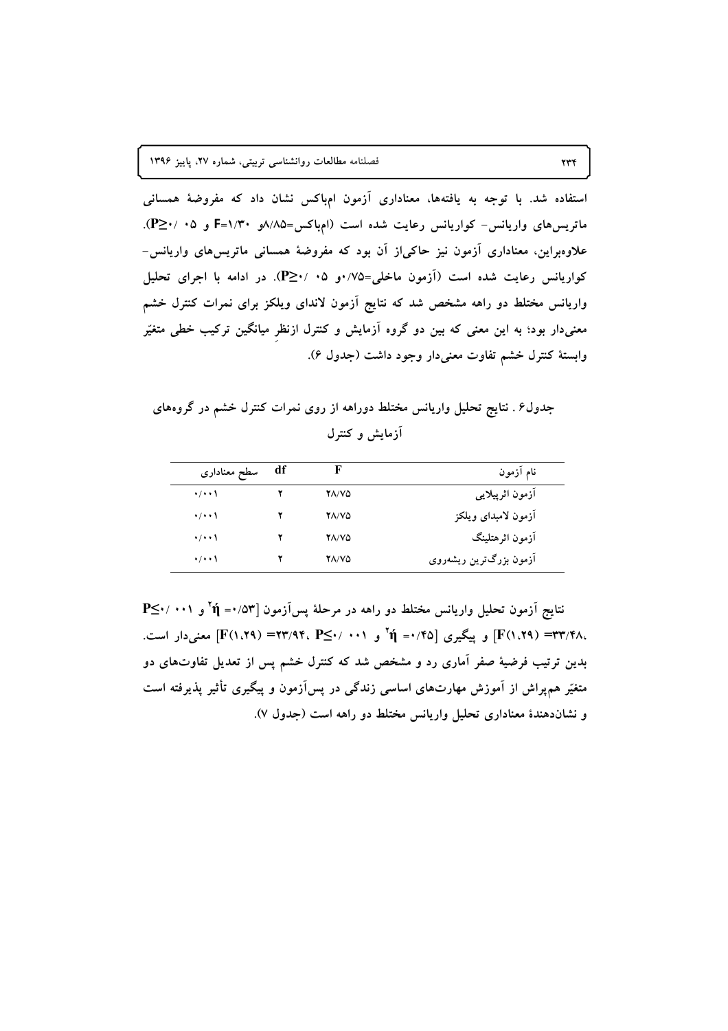استفاده شد. با توجه به یافته‌ها، معناداری آزمون ام‌باکس نشان داد که مفروضهٔ همسانی ماتریس‌های واریانس- کواریانس رعایت شده است (ام‌باکس=۸/۸۵و F=۱/۳۰ و $P \geq ۰/۰۵$). علاوه‌براین، معناداری آزمون نیز حاکی‌از آن بود که مفروضهٔ همسانی ماتریس‌های واریانس- کواریانس رعایت شده است (آزمون ماخلی=۰/۷۵و $P \geq ۰/۰۵$). در ادامه با اجرای تحلیل واریانس مختلط دو راهه مشخص شد که نتایج آزمون لاندای ویلکز برای نمرات کنترل خشم معنی‌دار بود؛ به این معنی که بین دو گروه آزمایش و کنترل ازنظرِ میانگین ترکیب خطی متغیّر وابستهٔ کنترل خشم تفاوت معنی‌دار وجود داشت (جدول ۶).

جدول۶ . نتایج تحلیل واریانس مختلط دوراهه از روی نمرات کنترل خشم در گروه‌های آزمایش و کنترل

| نام آزمون | F | df | سطح معناداری |
|---|---|---|---|
| آزمون اثرپیلایی | ۲۸/۷۵ | ۲ | ۰/۰۰۱ |
| آزمون لامبدای ویلکز | ۲۸/۷۵ | ۲ | ۰/۰۰۱ |
| آزمون اثرهتلینگ | ۲۸/۷۵ | ۲ | ۰/۰۰۱ |
| آزمون بزرگ‌ترین ریشه‌روی | ۲۸/۷۵ | ۲ | ۰/۰۰۱ |

نتایج آزمون تحلیل واریانس مختلط دو راهه در مرحلهٔ پس‌آزمون [$\eta^2$=۰/۵۳ و $P \leq ۰/۰۰۱$، $F(1,29)$ =۳۳/۴۸] و پیگیری [$\eta^2$=۰/۴۵ و $P \leq ۰/۰۰۱$، $F(1,29)$ =۲۳/۹۴] معنی‌دار است. بدین ترتیب فرضیهٔ صفر آماری رد و مشخص شد که کنترل خشم پس از تعدیل تفاوت‌های دو متغیّر هم‌پراش از آموزش مهارت‌های اساسی زندگی در پس‌آزمون و پیگیری تأثیر پذیرفته است و نشان‌دهندهٔ معناداری تحلیل واریانس مختلط دو راهه است (جدول ۷).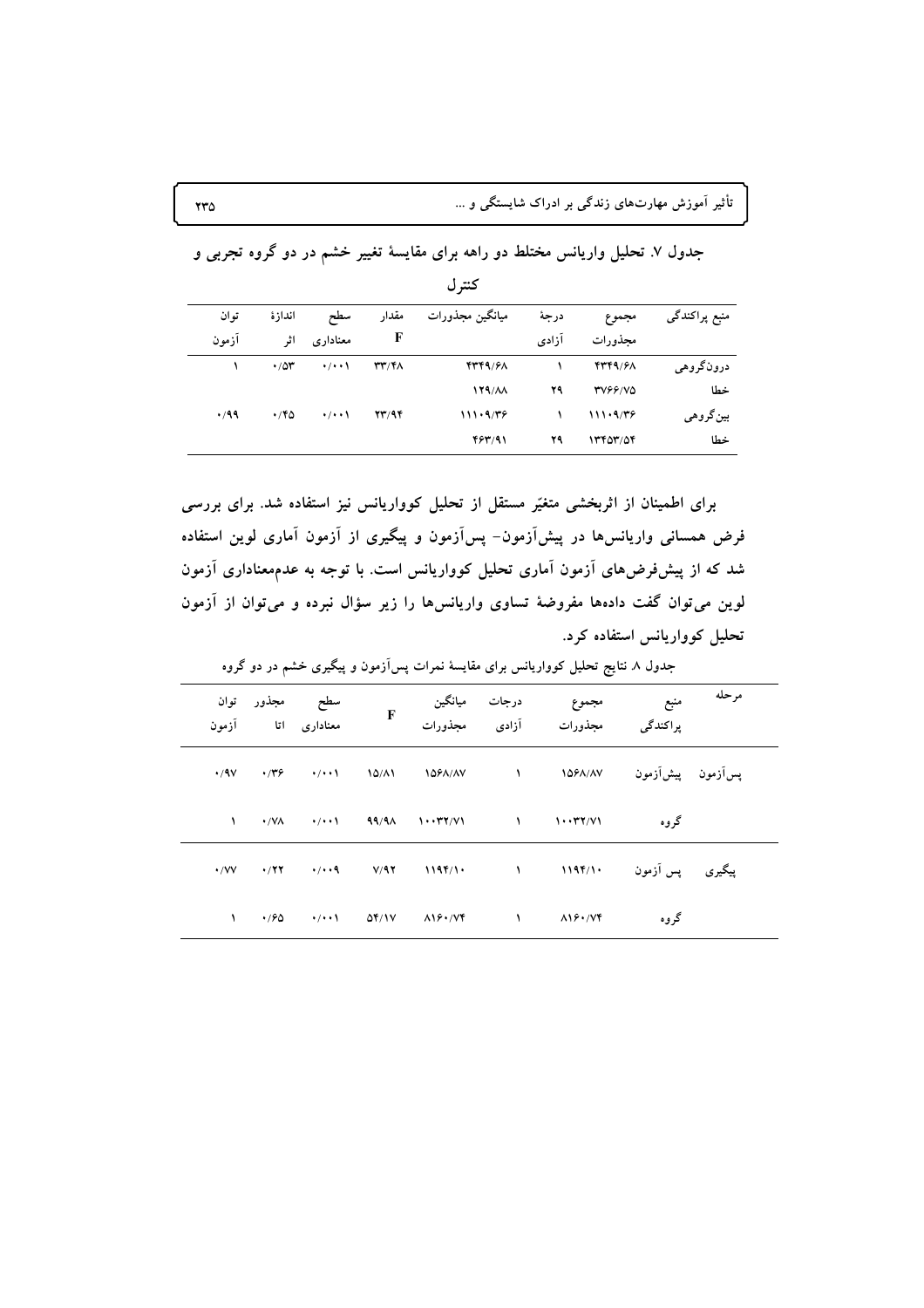جدول ۷. تحلیل واریانس مختلط دو راهه برای مقایسهٔ تغییر خشم در دو گروه تجربی و کنترل

| منبع پراکندگی | مجموع مجذورات | درجهٔ آزادی | میانگین مجذورات | مقدار F | سطح معناداری | اندازهٔ اثر | توان آزمون |
|---|---|---|---|---|---|---|---|
| درون‌گروهی | ۴۳۴۹/۶۸ | ۱ | ۴۳۴۹/۶۸ | ۳۳/۴۸ | ۰/۰۰۱ | ۰/۵۳ | ۱ |
| خطا | ۳۷۶۶/۷۵ | ۲۹ | ۱۲۹/۸۸ | | | | |
| بین‌گروهی | ۱۱۱۰۹/۳۶ | ۱ | ۱۱۱۰۹/۳۶ | ۲۳/۹۴ | ۰/۰۰۱ | ۰/۴۵ | ۰/۹۹ |
| خطا | ۱۳۴۵۳/۵۴ | ۲۹ | ۴۶۳/۹۱ | | | | |

برای اطمینان از اثربخشی متغیّر مستقل از تحلیل کوواریانس نیز استفاده شد. برای بررسی فرض همسانی واریانس‌ها در پیش‌آزمون- پس‌آزمون و پیگیری از آزمون آماری لوین استفاده شد که از پیش‌فرض‌های آزمون آماری تحلیل کوواریانس است. با توجه به عدم‌معناداری آزمون لوین می‌توان گفت داده‌ها مفروضهٔ تساوی واریانس‌ها را زیر سؤال نبرده و می‌توان از آزمون تحلیل کوواریانس استفاده کرد.

جدول ۸. نتایج تحلیل کوواریانس برای مقایسهٔ نمرات پس‌آزمون و پیگیری خشم در دو گروه

| مرحله | منبع پراکندگی | مجموع مجذورات | درجات آزادی | میانگین مجذورات | F | سطح معناداری | مجذور اتا | توان آزمون |
|---|---|---|---|---|---|---|---|---|
| پس‌آزمون | پیش‌آزمون | ۱۵۶۸/۸۷ | ۱ | ۱۵۶۸/۸۷ | ۱۵/۸۱ | ۰/۰۰۱ | ۰/۳۶ | ۰/۹۷ |
| | گروه | ۱۰۰۳۲/۷۱ | ۱ | ۱۰۰۳۲/۷۱ | ۹۹/۹۸ | ۰/۰۰۱ | ۰/۷۸ | ۱ |
| پیگیری | پس آزمون | ۱۱۹۴/۱۰ | ۱ | ۱۱۹۴/۱۰ | ۷/۹۲ | ۰/۰۰۹ | ۰/۲۲ | ۰/۷۷ |
| | گروه | ۸۱۶۰/۷۴ | ۱ | ۸۱۶۰/۷۴ | ۵۴/۱۷ | ۰/۰۰۱ | ۰/۶۵ | ۱ |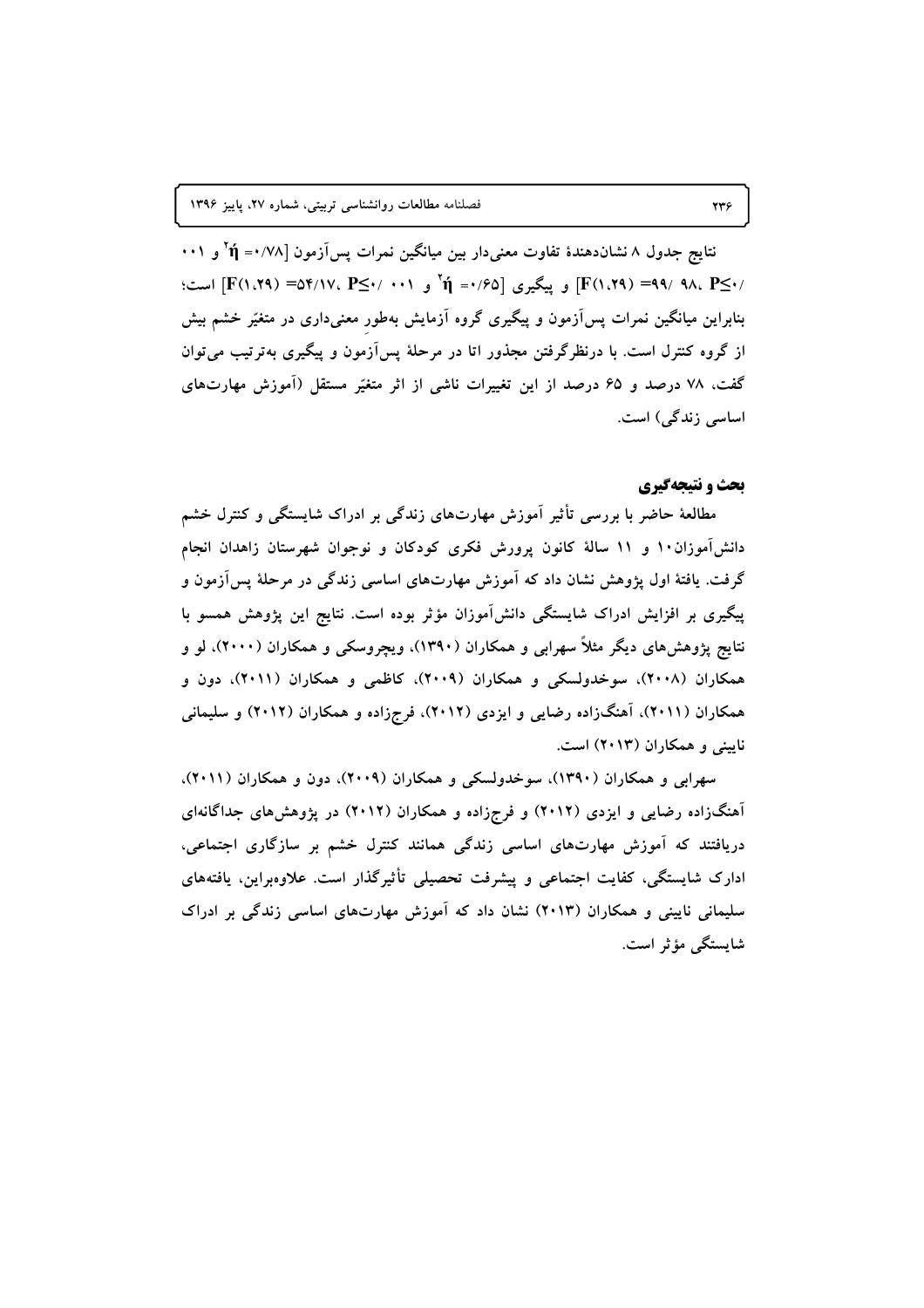نتایج جدول ۸ نشان‌دهندهٔ تفاوت معنی‌دار بین میانگین نمرات پس‌آزمون [$\eta^2$=۰/۷۸ و ۰۰۱ /۰≥P، ۹۸ /۹۹= $F_{(1,29)}$] و پیگیری [$\eta^2$=۰/۶۵ و ۰۰۱ /۰≥P، ۵۴/۱۷= $F_{(1,29)}$] است؛ بنابراین میانگین نمرات پس‌آزمون و پیگیری گروه آزمایش به‌طور معنی‌داری در متغیّر خشم بیش از گروه کنترل است. با درنظرگرفتن مجذور اتا در مرحلهٔ پس‌آزمون و پیگیری به‌ترتیب می‌توان گفت، ۷۸ درصد و ۶۵ درصد از این تغییرات ناشی از اثر متغیّر مستقل (آموزش مهارت‌های اساسی زندگی) است.

## بحث و نتیجه‌گیری

مطالعهٔ حاضر با بررسی تأثیر آموزش مهارت‌های زندگی بر ادراک شایستگی و کنترل خشم دانش‌آموزان۱۰ و ۱۱ سالهٔ کانون پرورش فکری کودکان و نوجوان شهرستان زاهدان انجام گرفت. یافتهٔ اول پژوهش نشان داد که آموزش مهارت‌های اساسی زندگی در مرحلهٔ پس‌آزمون و پیگیری بر افزایش ادراک شایستگی دانش‌آموزان مؤثر بوده است. نتایج این پژوهش همسو با نتایج پژوهش‌های دیگر مثلاً سهرابی و همکاران (۱۳۹۰)، ویچروسکی و همکاران (۲۰۰۰)، لو و همکاران (۲۰۰۸)، سوخدولسکی و همکاران (۲۰۰۹)، کاظمی و همکاران (۲۰۱۱)، دون و همکاران (۲۰۱۱)، آهنگ‌زاده رضایی و ایزدی (۲۰۱۲)، فرج‌زاده و همکاران (۲۰۱۲) و سلیمانی نایینی و همکاران (۲۰۱۳) است.

سهرابی و همکاران (۱۳۹۰)، سوخدولسکی و همکاران (۲۰۰۹)، دون و همکاران (۲۰۱۱)، آهنگ‌زاده رضایی و ایزدی (۲۰۱۲) و فرج‌زاده و همکاران (۲۰۱۲) در پژوهش‌های جداگانه‌ای دریافتند که آموزش مهارت‌های اساسی زندگی همانند کنترل خشم بر سازگاری اجتماعی، ادارک شایستگی، کفایت اجتماعی و پیشرفت تحصیلی تأثیرگذار است. علاوه‌براین، یافته‌های سلیمانی نایینی و همکاران (۲۰۱۳) نشان داد که آموزش مهارت‌های اساسی زندگی بر ادراک شایستگی مؤثر است.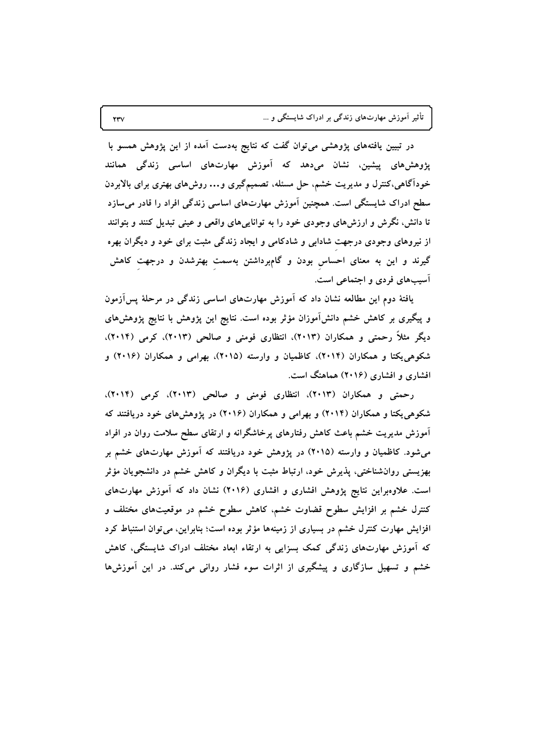در تبیین یافته‌های پژوهشی می‌توان گفت که نتایج به‌دست آمده از این پژوهش همسو با پژوهش‌های پیشین، نشان می‌دهد که آموزش مهارت‌های اساسی زندگی همانند خودآگاهی،کنترل و مدیریت خشم، حل مسئله، تصمیم‌گیری و... روش‌های بهتری برای بالابردن سطح ادراک شایستگی است. همچنین آموزش مهارت‌های اساسی زندگی افراد را قادر می‌سازد تا دانش، نگرش و ارزش‌های وجودی خود را به توانایی‌های واقعی و عینی تبدیل کنند و بتوانند از نیروهای وجودی درجهتِ شادابی و شادکامی و ایجاد زندگی مثبت برای خود و دیگران بهره گیرند و این به معنای احساسِ بودن و گام‌برداشتن به‌سمتِ بهترشدن و درجهتِ کاهش آسیب‌های فردی و اجتماعی است.

یافتهٔ دوم این مطالعه نشان داد که آموزش مهارت‌های اساسی زندگی در مرحلهٔ پس‌آزمون و پیگیری بر کاهش خشم دانش‌آموزان مؤثر بوده است. نتایج این پژوهش با نتایج پژوهش‌های دیگر مثلاً رحمتی و همکاران (۲۰۱۳)، انتظاری فومنی و صالحی (۲۰۱۳)، کرمی (۲۰۱۴)، شکوهی‌یکتا و همکاران (۲۰۱۴)، کاظمیان و وارسته (۲۰۱۵)، بهرامی و همکاران (۲۰۱۶) و افشاری و افشاری (۲۰۱۶) هماهنگ است.

رحمتی و همکاران (۲۰۱۳)، انتظاری فومنی و صالحی (۲۰۱۳)، کرمی (۲۰۱۴)، شکوهی‌یکتا و همکاران (۲۰۱۴) و بهرامی و همکاران (۲۰۱۶) در پژوهش‌های خود دریافتند که آموزش مدیریت خشم باعث کاهش رفتارهای پرخاشگرانه و ارتقای سطح سلامت روان در افراد می‌شود. کاظمیان و وارسته (۲۰۱۵) در پژوهش خود دریافتند که آموزش مهارت‌های خشم بر بهزیستی روان‌شناختی، پذیرش خود، ارتباط مثبت با دیگران و کاهش خشم در دانشجویان مؤثر است. علاوه‌براین نتایج پژوهش افشاری و افشاری (۲۰۱۶) نشان داد که آموزش مهارت‌های کنترل خشم بر افزایش سطوح قضاوت خشم، کاهش سطوح خشم در موقعیت‌های مختلف و افزایش مهارت کنترل خشم در بسیاری از زمینه‌ها مؤثر بوده است؛ بنابراین، می‌توان استنباط کرد که آموزش مهارت‌های زندگی کمک بسزایی به ارتقاء ابعاد مختلف ادراک شایستگی، کاهش خشم و تسهیل سازگاری و پیشگیری از اثرات سوء فشار روانی می‌کند. در این آموزش‌ها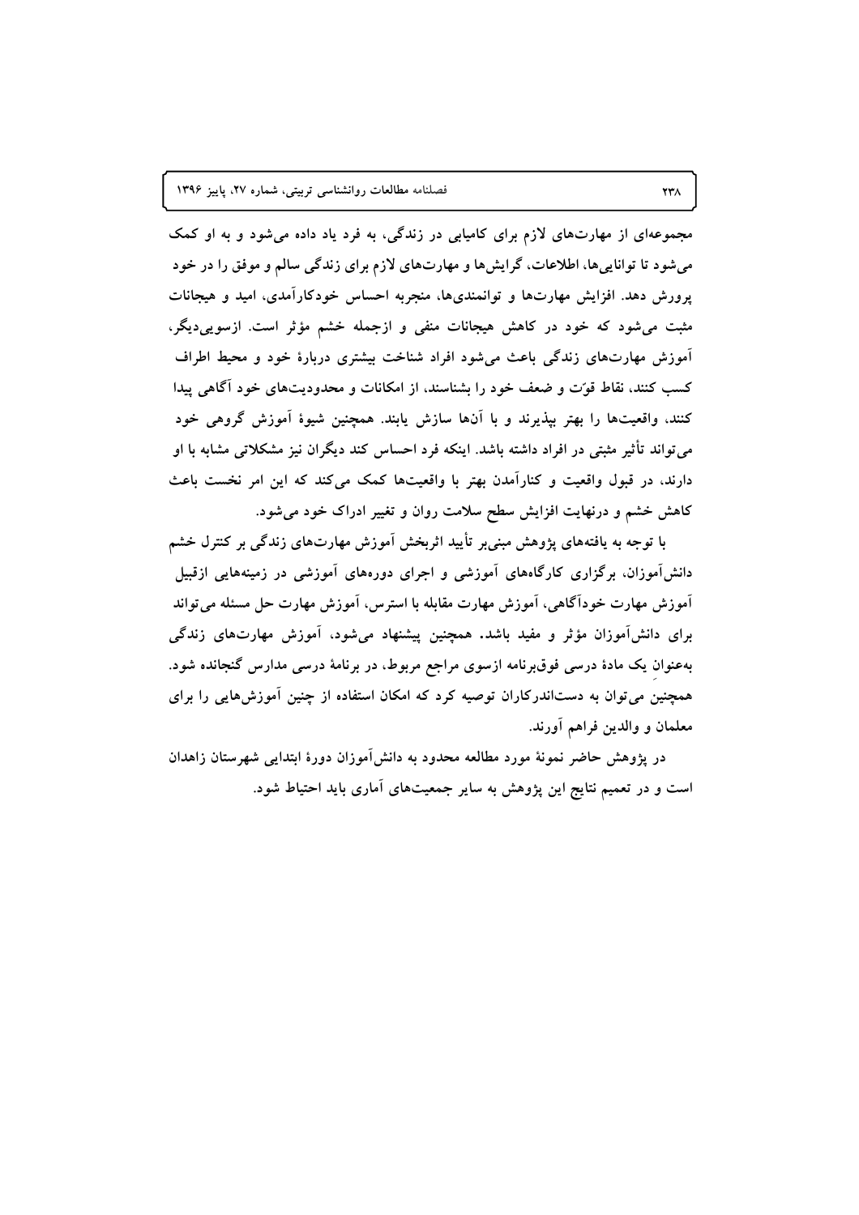مجموعه‌ای از مهارت‌های لازم برای کامیابی در زندگی، به فرد یاد داده می‌شود و به او کمک می‌شود تا توانایی‌ها، اطلاعات، گرایش‌ها و مهارت‌های لازم برای زندگی سالم و موفق را در خود پرورش دهد. افزایش مهارت‌ها و توانمندی‌ها، منجربه احساس خودکارآمدی، امید و هیجانات مثبت می‌شود که خود در کاهش هیجانات منفی و ازجمله خشم مؤثر است. ازسویی‌دیگر، آموزش مهارت‌های زندگی باعث می‌شود افراد شناخت بیشتری دربارهٔ خود و محیط اطراف کسب کنند، نقاط قوّت و ضعف خود را بشناسند، از امکانات و محدودیت‌های خود آگاهی پیدا کنند، واقعیت‌ها را بهتر بپذیرند و با آن‌ها سازش یابند. همچنین شیوهٔ آموزش گروهی خود می‌تواند تأثیر مثبتی در افراد داشته باشد. اینکه فرد احساس کند دیگران نیز مشکلاتی مشابه با او دارند، در قبول واقعیت و کنارآمدن بهتر با واقعیت‌ها کمک می‌کند که این امر نخست باعث کاهش خشم و درنهایت افزایش سطح سلامت روان و تغییر ادراک خود می‌شود.

با توجه به یافته‌های پژوهش مبنی‌بر تأیید اثربخش آموزش مهارت‌های زندگی بر کنترل خشم دانش‌آموزان، برگزاری کارگاه‌های آموزشی و اجرای دوره‌های آموزشی در زمینه‌هایی ازقبیل آموزش مهارت خودآگاهی، آموزش مهارت مقابله با استرس، آموزش مهارت حل مسئله می‌تواند برای دانش‌آموزان مؤثر و مفید باشد. همچنین پیشنهاد می‌شود، آموزش مهارت‌های زندگی به‌عنوان یک مادهٔ درسی فوق‌برنامه ازسوی مراجع مربوط، در برنامهٔ درسی مدارس گنجانده شود. همچنین می‌توان به دست‌اندرکاران توصیه کرد که امکان استفاده از چنین آموزش‌هایی را برای معلمان و والدین فراهم آورند.

در پژوهش حاضر نمونهٔ مورد مطالعه محدود به دانش‌آموزان دورهٔ ابتدایی شهرستان زاهدان است و در تعمیم نتایج این پژوهش به سایر جمعیت‌های آماری باید احتیاط شود.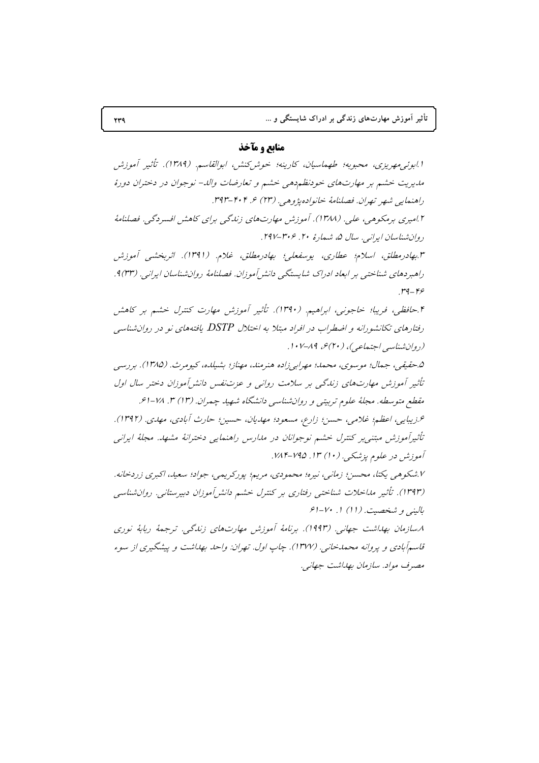## منابع و مآخذ

۱.ابوئی‌مهریزی، محبوبه؛ طهماسیان، کارینه؛ خوش‌کنش، ابوالقاسم. (۱۳۸۹). تأثیر آموزش مدیریت خشم بر مهارت‌های خودنظم‌دهی خشم و تعارضات والد- نوجوان در دختران دورهٔ راهنمایی شهر تهران. فصلنامهٔ خانواده‌پژوهی. (۲۳) ۶. ۴۰۴-۳۹۳.

۲.امیری برمکوهی، علی. (۱۳۸۸). آموزش مهارت‌های زندگی برای کاهش افسردگی. فصلنامهٔ روان‌شناسان ایرانی. سال ۵، شمارهٔ ۲۰. ۳۰۶-۲۹۷.

۳.بهادرمطلق، اسلام؛ عطاری، یوسفعلی؛ بهادرمطلق، غلام. (۱۳۹۱). اثربخشی آموزش راهبردهای شناختی بر ابعاد ادراک شایستگی دانش‌آموزان. فصلنامهٔ روان‌شناسان ایرانی. (۳۳)۹. ۳۹-۴۶.

۴.حافظی، فریبا؛ خاجونی، ابراهیم. (۱۳۹۰). تأثیر آموزش مهارت کنترل خشم بر کاهش رفتارهای تکانشورانه و اضطراب در افراد مبتلا به اختلال DSTP. یافته‌های نو در روان‌شناسی (روان‌شناسی اجتماعی)، (۲۰)۶، ۸۹-۱۰۷.

۵.حقیقی، جمال؛ موسوی، محمد؛ مهرابی‌زاده هنرمند، مهناز؛ بشلیده، کیومرث. (۱۳۸۵). بررسی تأثیر آموزش مهارت‌های زندگی بر سلامت روانی و عزت‌نفس دانش‌آموزان دختر سال اول مقطع متوسطه. مجلهٔ علوم تربیتی و روان‌شناسی دانشگاه شهید چمران. (۱۳) ۳. ۷۸-۶۱.

۶.زیبایی، اعظم؛ غلامی، حسن؛ زارع، مسعود؛ مهدیان، حسین؛ حارث آبادی، مهدی. (۱۳۹۲). تأثیرآموزش مبتنی‌بر کنترل خشم نوجوانان در مدارس راهنمایی دخترانهٔ مشهد. مجلهٔ ایرانی آموزش در علوم پزشکی. (۱۰) ۱۳. ۷۹۵-۷۸۴.

۷.شکوهی یکتا، محسن؛ زمانی، نیره؛ محمودی، مریم؛ پورکریمی، جواد؛ سعید، اکبری زردخانه. (۱۳۹۳). تأثیر مداخلات شناختی رفتاری بر کنترل خشم دانش‌آموزان دبیرستانی. روان‌شناسی بالینی و شخصیت. (۱۱) ۱. ۷۰-۶۱.

۸.سازمان بهداشت جهانی. (۱۹۹۳). برنامهٔ آموزش مهارت‌های زندگی. ترجمهٔ ربابهٔ نوری قاسم‌آبادی و پروانه محمدخانی. (۱۳۷۷). چاپ اول. تهران: واحد بهداشت و پیشگیری از سوء مصرف مواد. سازمان بهداشت جهانی.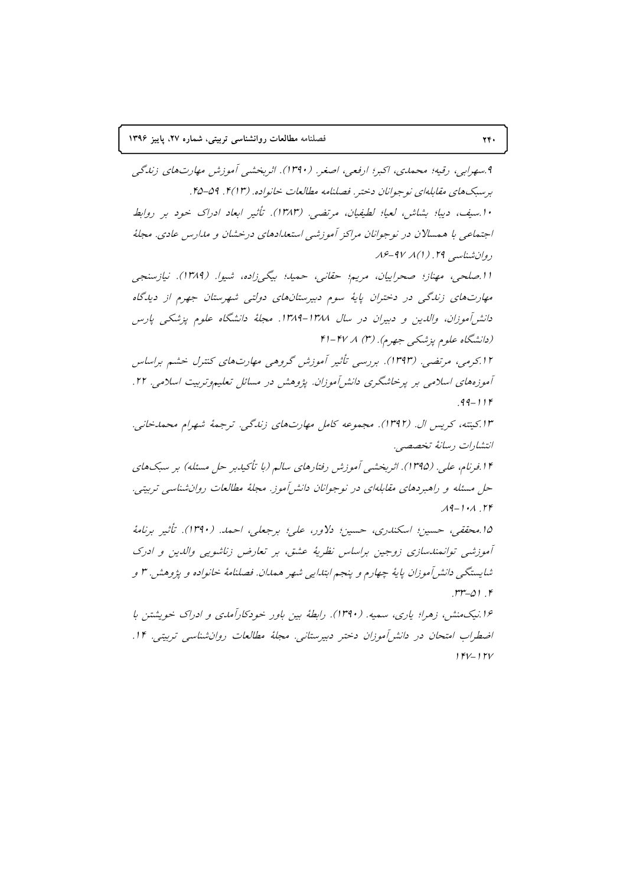۹.سهرابی، رقیه؛ محمدی، اکبر؛ ارفعی، اصغر. (۱۳۹۰). اثربخشی آموزش مهارت‌های زندگی برسبک‌های مقابله‌ای نوجوانان دختر. فصلنامه مطالعات خانواده. (۱۳)۴. ۵۹-۴۵.

۱۰.سیف، دیبا؛ بشاش، لعیا؛ لطیفیان، مرتضی. (۱۳۸۳). تأثیر ابعاد ادراک خود بر روابط اجتماعی با همسالان در نوجوانان مراکز آموزشی استعدادهای درخشان و مدارس عادی. مجلهٔ روان‌شناسی ۲۹. (۱)۸ ۹۷-۸۶.

۱۱.صلحی، مهناز؛ صحراییان، مریم؛ حقانی، حمید؛ بیگی‌زاده، شیوا. (۱۳۸۹). نیازسنجی مهارت‌های زندگی در دختران پایهٔ سوم دبیرستان‌های دولتی شهرستان جهرم از دیدگاه دانش‌آموزان، والدین و دبیران در سال ۱۳۸۸-۱۳۸۹. مجلهٔ دانشگاه علوم پزشکی پارس (دانشگاه علوم پزشکی جهرم). (۳) ۸ ۴۷-۴۱

۱۲.کرمی، مرتضی. (۱۳۹۳). بررسی تأثیر آموزش گروهی مهارت‌های کنترل خشم براساس آموزه‌های اسلامی بر پرخاشگری دانش‌آموزان. پژوهش در مسائل تعلیم‌وتربیت اسلامی. ۲۲. ۹۹-۱۱۴.

۱۳.کینته، کریس ال. (۱۳۹۲). مجموعه کامل مهارت‌های زندگی. ترجمهٔ شهرام محمدخانی. انتشارات رسانهٔ تخصصی.

۱۴.فرنام، علی. (۱۳۹۵). اثربخشی آموزش رفتارهای سالم (با تأکیدبر حل مسئله) بر سبک‌های حل مسئله و راهبردهای مقابله‌ای در نوجوانان دانش‌آموز. مجلهٔ مطالعات روان‌شناسی تربیتی. ۲۴. ۸۹-۱۰۸.

۱۵.محققی، حسین؛ اسکندری، حسین؛ دلاور، علی؛ برجعلی، احمد. (۱۳۹۰). تأثیر برنامهٔ آموزشی توانمندسازی زوجین براساس نظریهٔ عشق، بر تعارض زناشویی والدین و ادراک شایستگی دانش‌آموزان پایهٔ چهارم و پنجم ابتدایی شهر همدان. فصلنامهٔ خانواده و پژوهش. ۳ و ۴. ۳۳-۵۱.

۱۶.نیک‌منش، زهرا؛ یاری، سمیه. (۱۳۹۰). رابطهٔ بین باور خودکارآمدی و ادراک خویشتن با اضطراب امتحان در دانش‌آموزان دختر دبیرستانی. مجلهٔ مطالعات روان‌شناسی تربیتی. ۱۴. ۱۴۷-۱۲۷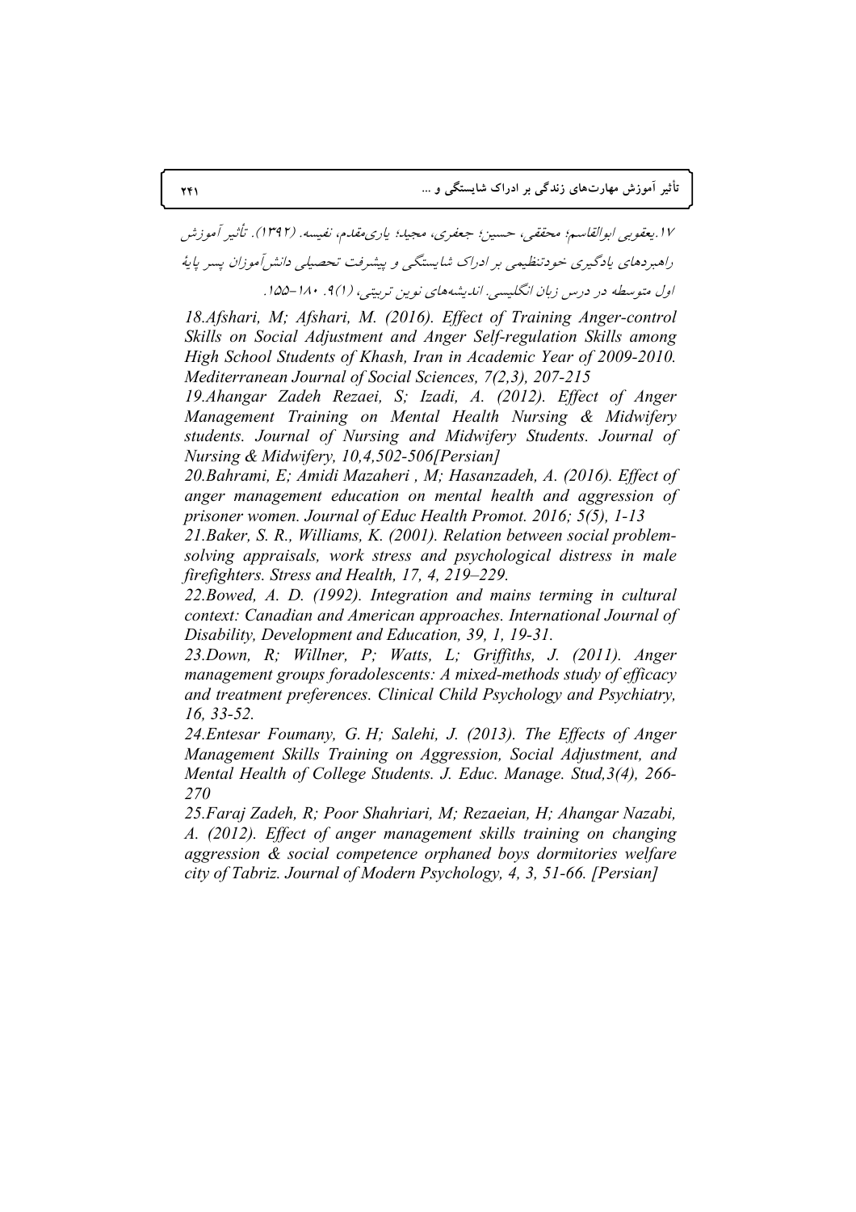۱۷.یعقوبی ابوالقاسم؛ محققی، حسین؛ جعفری، مجید؛ یاری‌مقدم، نفیسه. (۱۳۹۲). تأثیر آموزش راهبردهای یادگیری خودتنظیمی بر ادراک شایستگی و پیشرفت تحصیلی دانش‌آموزان پسر پایهٔ اول متوسطه در درس زبان انگلیسی. اندیشه‌های نوین تربیتی، (۱)۹. ۱۸۰-۱۵۵.

*18.Afshari, M; Afshari, M. (2016). Effect of Training Anger-control Skills on Social Adjustment and Anger Self-regulation Skills among High School Students of Khash, Iran in Academic Year of 2009-2010. Mediterranean Journal of Social Sciences, 7(2,3), 207-215*

*19.Ahangar Zadeh Rezaei, S; Izadi, A. (2012). Effect of Anger Management Training on Mental Health Nursing & Midwifery students. Journal of Nursing and Midwifery Students. Journal of Nursing & Midwifery, 10,4,502-506[Persian]*

*20.Bahrami, E; Amidi Mazaheri , M; Hasanzadeh, A. (2016). Effect of anger management education on mental health and aggression of prisoner women. Journal of Educ Health Promot. 2016; 5(5), 1-13*

*21.Baker, S. R., Williams, K. (2001). Relation between social problem-solving appraisals, work stress and psychological distress in male firefighters. Stress and Health, 17, 4, 219–229.*

*22.Bowed, A. D. (1992). Integration and mains terming in cultural context: Canadian and American approaches. International Journal of Disability, Development and Education, 39, 1, 19-31.*

*23.Down, R; Willner, P; Watts, L; Griffiths, J. (2011). Anger management groups foradolescents: A mixed-methods study of efficacy and treatment preferences. Clinical Child Psychology and Psychiatry, 16, 33-52.*

*24.Entesar Foumany, G. H; Salehi, J. (2013). The Effects of Anger Management Skills Training on Aggression, Social Adjustment, and Mental Health of College Students. J. Educ. Manage. Stud,3(4), 266-270*

*25.Faraj Zadeh, R; Poor Shahriari, M; Rezaeian, H; Ahangar Nazabi, A. (2012). Effect of anger management skills training on changing aggression & social competence orphaned boys dormitories welfare city of Tabriz. Journal of Modern Psychology, 4, 3, 51-66. [Persian]*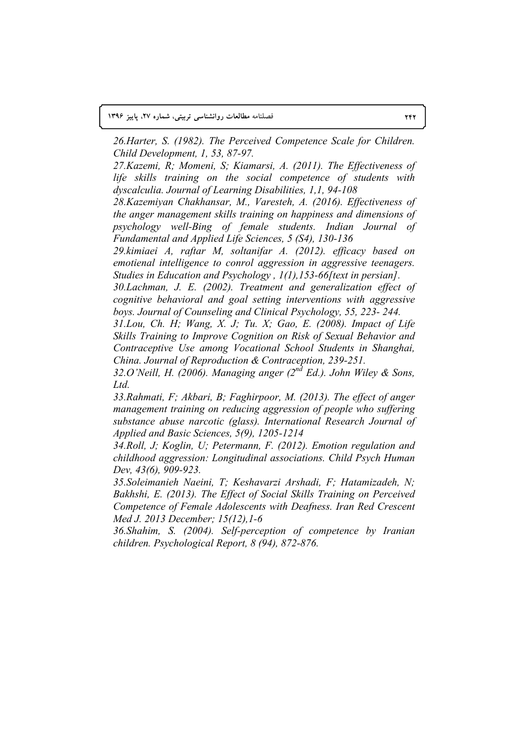*26.Harter, S. (1982). The Perceived Competence Scale for Children. Child Development, 1, 53, 87-97.*

*27.Kazemi, R; Momeni, S; Kiamarsi, A. (2011). The Effectiveness of life skills training on the social competence of students with dyscalculia. Journal of Learning Disabilities, 1,1, 94-108*

*28.Kazemiyan Chakhansar, M., Varesteh, A. (2016). Effectiveness of the anger management skills training on happiness and dimensions of psychology well-Bing of female students. Indian Journal of Fundamental and Applied Life Sciences, 5 (S4), 130-136*

*29.kimiaei A, raftar M, soltanifar A. (2012). efficacy based on emotienal intelligence to conrol aggression in aggressive teenagers. Studies in Education and Psychology , 1(1),153-66[text in persian].*

*30.Lachman, J. E. (2002). Treatment and generalization effect of cognitive behavioral and goal setting interventions with aggressive boys. Journal of Counseling and Clinical Psychology, 55, 223- 244.*

*31.Lou, Ch. H; Wang, X. J; Tu. X; Gao, E. (2008). Impact of Life Skills Training to Improve Cognition on Risk of Sexual Behavior and Contraceptive Use among Vocational School Students in Shanghai, China. Journal of Reproduction & Contraception, 239-251.*

*32.O'Neill, H. (2006). Managing anger (2nd Ed.). John Wiley & Sons, Ltd.*

*33.Rahmati, F; Akbari, B; Faghirpoor, M. (2013). The effect of anger management training on reducing aggression of people who suffering substance abuse narcotic (glass). International Research Journal of Applied and Basic Sciences, 5(9), 1205-1214*

*34.Roll, J; Koglin, U; Petermann, F. (2012). Emotion regulation and childhood aggression: Longitudinal associations. Child Psych Human Dev, 43(6), 909-923.*

*35.Soleimanieh Naeini, T; Keshavarzi Arshadi, F; Hatamizadeh, N; Bakhshi, E. (2013). The Effect of Social Skills Training on Perceived Competence of Female Adolescents with Deafness. Iran Red Crescent Med J. 2013 December; 15(12),1-6*

*36.Shahim, S. (2004). Self-perception of competence by Iranian children. Psychological Report, 8 (94), 872-876.*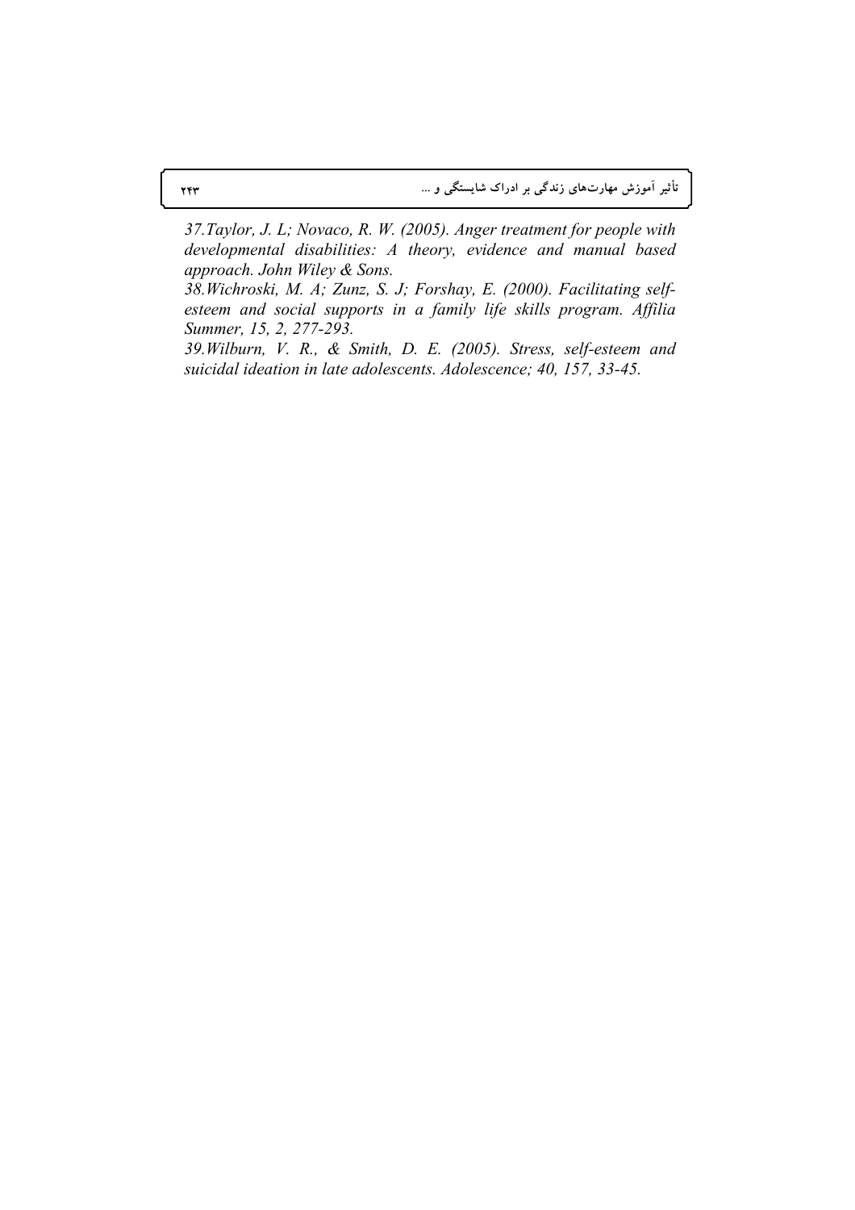*37.Taylor, J. L; Novaco, R. W. (2005). Anger treatment for people with developmental disabilities: A theory, evidence and manual based approach. John Wiley & Sons.*

*38.Wichroski, M. A; Zunz, S. J; Forshay, E. (2000). Facilitating self-esteem and social supports in a family life skills program. Affilia Summer, 15, 2, 277-293.*

*39.Wilburn, V. R., & Smith, D. E. (2005). Stress, self-esteem and suicidal ideation in late adolescents. Adolescence; 40, 157, 33-45.*